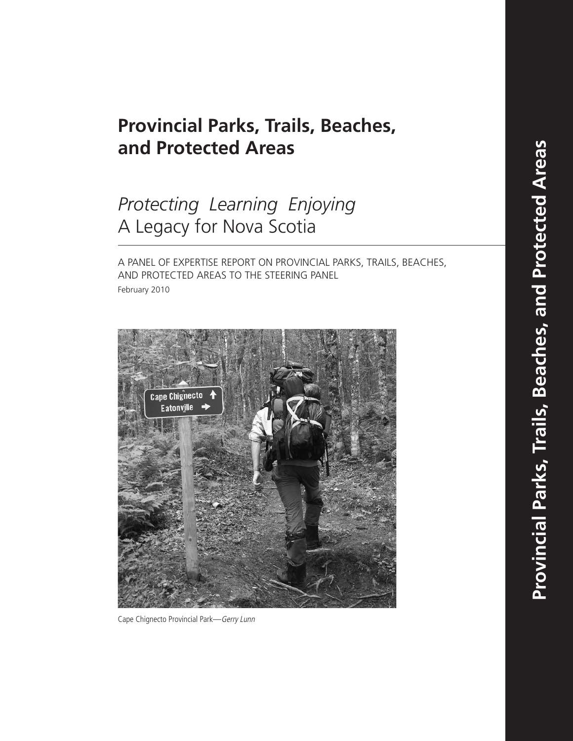# Provincial Parks, Trails, Beaches, and Protected Areas

## *Protecting Learning Enjoying*
## A Legacy for Nova Scotia

A PANEL OF EXPERTISE REPORT ON PROVINCIAL PARKS, TRAILS, BEACHES, AND PROTECTED AREAS TO THE STEERING PANEL

February 2010

Cape Chignecto Provincial Park—*Gerry Lunn*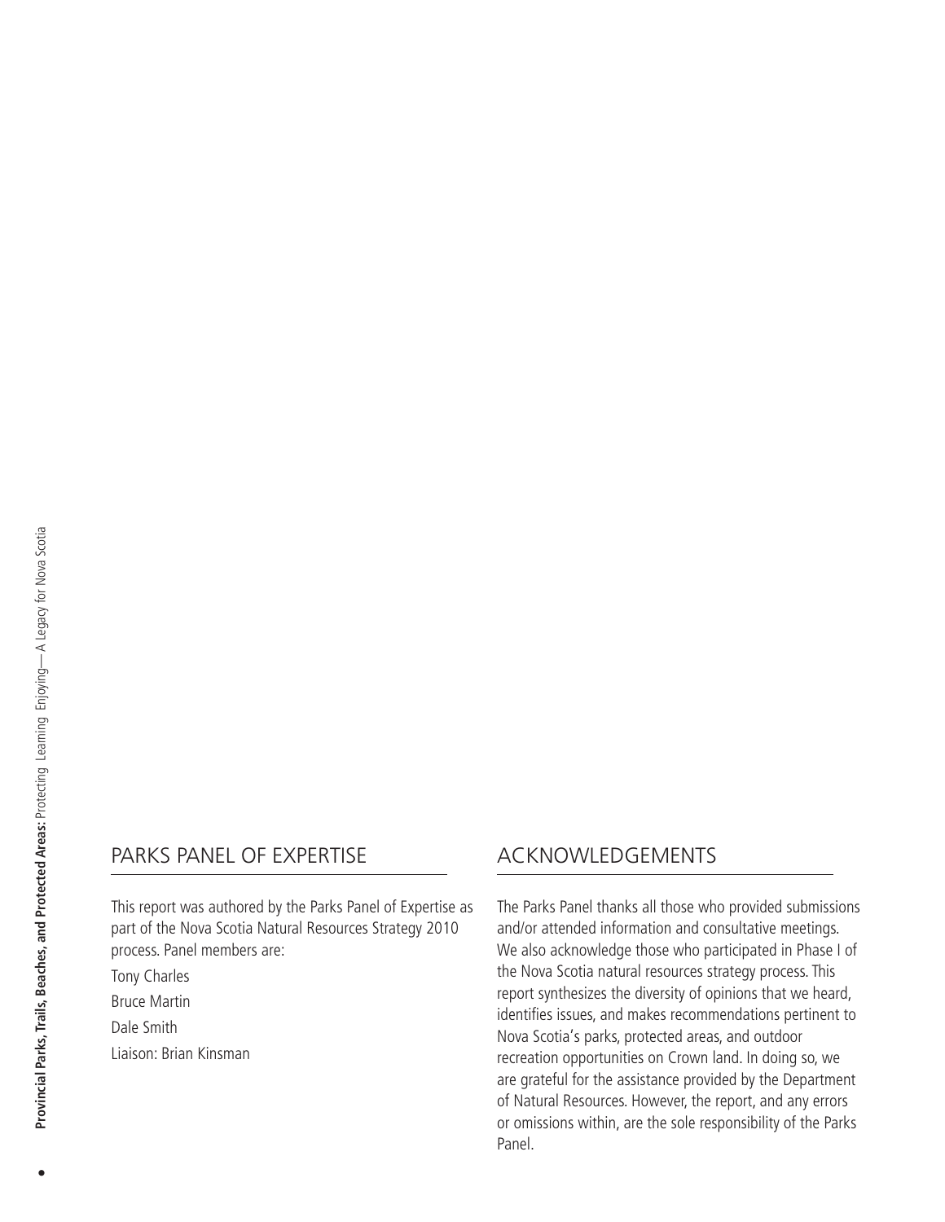## PARKS PANEL OF EXPERTISE

This report was authored by the Parks Panel of Expertise as part of the Nova Scotia Natural Resources Strategy 2010 process. Panel members are:

Tony Charles

Bruce Martin

Dale Smith

Liaison: Brian Kinsman

## ACKNOWLEDGEMENTS

The Parks Panel thanks all those who provided submissions and/or attended information and consultative meetings. We also acknowledge those who participated in Phase I of the Nova Scotia natural resources strategy process. This report synthesizes the diversity of opinions that we heard, identifies issues, and makes recommendations pertinent to Nova Scotia's parks, protected areas, and outdoor recreation opportunities on Crown land. In doing so, we are grateful for the assistance provided by the Department of Natural Resources. However, the report, and any errors or omissions within, are the sole responsibility of the Parks Panel.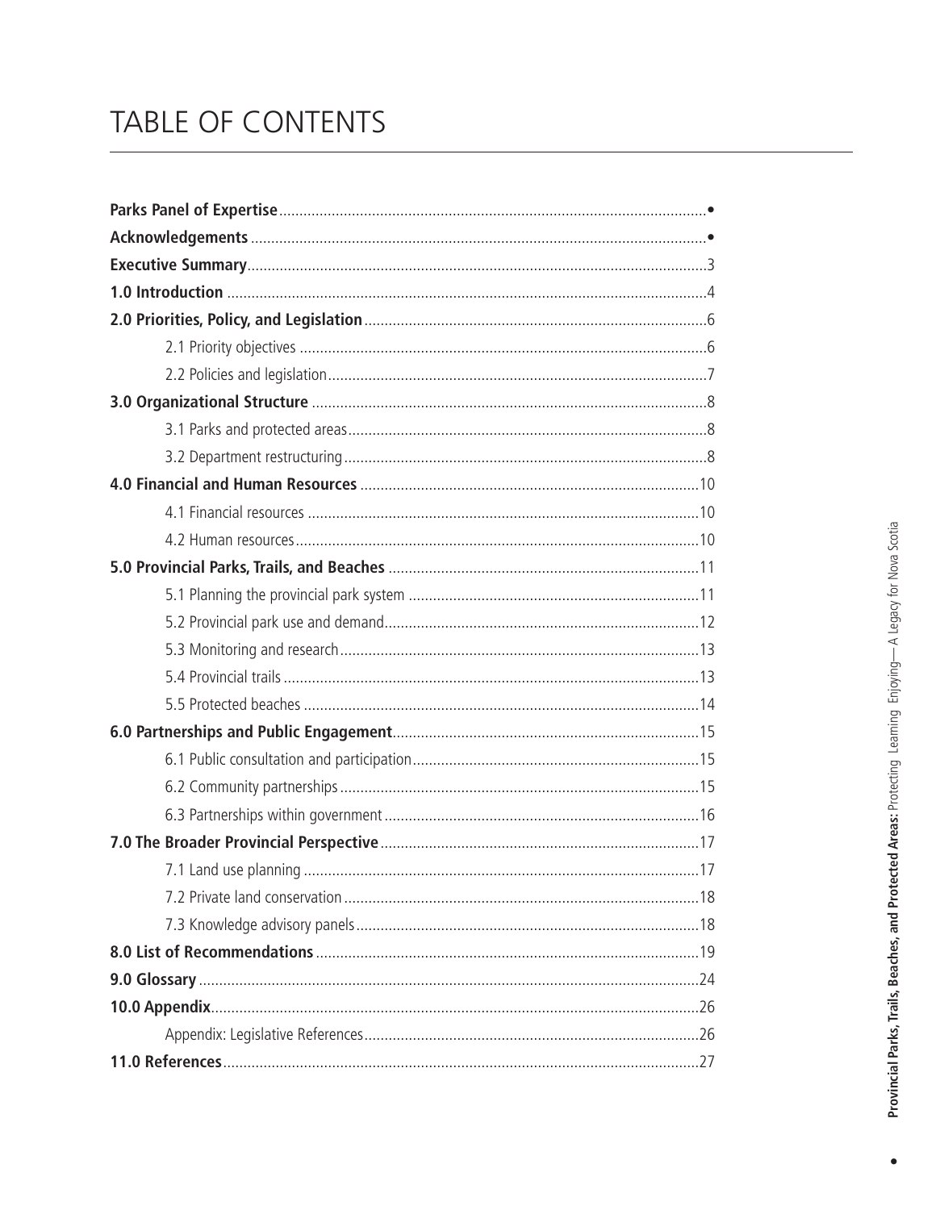# TABLE OF CONTENTS

**Parks Panel of Expertise** .......... •

**Acknowledgements** .......... •

**Executive Summary** .......... 3

**1.0 Introduction** .......... 4

**2.0 Priorities, Policy, and Legislation** .......... 6

- 2.1 Priority objectives .......... 6
- 2.2 Policies and legislation .......... 7

**3.0 Organizational Structure** .......... 8

- 3.1 Parks and protected areas .......... 8
- 3.2 Department restructuring .......... 8

**4.0 Financial and Human Resources** .......... 10

- 4.1 Financial resources .......... 10
- 4.2 Human resources .......... 10

**5.0 Provincial Parks, Trails, and Beaches** .......... 11

- 5.1 Planning the provincial park system .......... 11
- 5.2 Provincial park use and demand .......... 12
- 5.3 Monitoring and research .......... 13
- 5.4 Provincial trails .......... 13
- 5.5 Protected beaches .......... 14

**6.0 Partnerships and Public Engagement** .......... 15

- 6.1 Public consultation and participation .......... 15
- 6.2 Community partnerships .......... 15
- 6.3 Partnerships within government .......... 16

**7.0 The Broader Provincial Perspective** .......... 17

- 7.1 Land use planning .......... 17
- 7.2 Private land conservation .......... 18
- 7.3 Knowledge advisory panels .......... 18

**8.0 List of Recommendations** .......... 19

**9.0 Glossary** .......... 24

**10.0 Appendix** .......... 26

- Appendix: Legislative References .......... 26

**11.0 References** .......... 27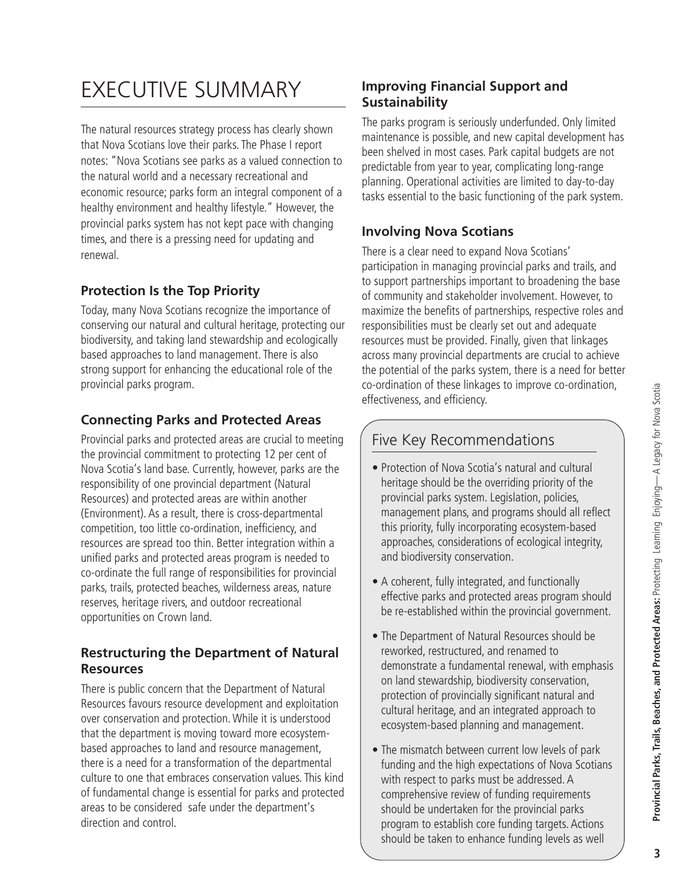# EXECUTIVE SUMMARY

The natural resources strategy process has clearly shown that Nova Scotians love their parks. The Phase I report notes: "Nova Scotians see parks as a valued connection to the natural world and a necessary recreational and economic resource; parks form an integral component of a healthy environment and healthy lifestyle." However, the provincial parks system has not kept pace with changing times, and there is a pressing need for updating and renewal.

### Protection Is the Top Priority

Today, many Nova Scotians recognize the importance of conserving our natural and cultural heritage, protecting our biodiversity, and taking land stewardship and ecologically based approaches to land management. There is also strong support for enhancing the educational role of the provincial parks program.

### Connecting Parks and Protected Areas

Provincial parks and protected areas are crucial to meeting the provincial commitment to protecting 12 per cent of Nova Scotia's land base. Currently, however, parks are the responsibility of one provincial department (Natural Resources) and protected areas are within another (Environment). As a result, there is cross-departmental competition, too little co-ordination, inefficiency, and resources are spread too thin. Better integration within a unified parks and protected areas program is needed to co-ordinate the full range of responsibilities for provincial parks, trails, protected beaches, wilderness areas, nature reserves, heritage rivers, and outdoor recreational opportunities on Crown land.

### Restructuring the Department of Natural Resources

There is public concern that the Department of Natural Resources favours resource development and exploitation over conservation and protection. While it is understood that the department is moving toward more ecosystem-based approaches to land and resource management, there is a need for a transformation of the departmental culture to one that embraces conservation values. This kind of fundamental change is essential for parks and protected areas to be considered safe under the department's direction and control.

### Improving Financial Support and Sustainability

The parks program is seriously underfunded. Only limited maintenance is possible, and new capital development has been shelved in most cases. Park capital budgets are not predictable from year to year, complicating long-range planning. Operational activities are limited to day-to-day tasks essential to the basic functioning of the park system.

### Involving Nova Scotians

There is a clear need to expand Nova Scotians' participation in managing provincial parks and trails, and to support partnerships important to broadening the base of community and stakeholder involvement. However, to maximize the benefits of partnerships, respective roles and responsibilities must be clearly set out and adequate resources must be provided. Finally, given that linkages across many provincial departments are crucial to achieve the potential of the parks system, there is a need for better co-ordination of these linkages to improve co-ordination, effectiveness, and efficiency.

## Five Key Recommendations

- Protection of Nova Scotia's natural and cultural heritage should be the overriding priority of the provincial parks system. Legislation, policies, management plans, and programs should all reflect this priority, fully incorporating ecosystem-based approaches, considerations of ecological integrity, and biodiversity conservation.
- A coherent, fully integrated, and functionally effective parks and protected areas program should be re-established within the provincial government.
- The Department of Natural Resources should be reworked, restructured, and renamed to demonstrate a fundamental renewal, with emphasis on land stewardship, biodiversity conservation, protection of provincially significant natural and cultural heritage, and an integrated approach to ecosystem-based planning and management.
- The mismatch between current low levels of park funding and the high expectations of Nova Scotians with respect to parks must be addressed. A comprehensive review of funding requirements should be undertaken for the provincial parks program to establish core funding targets. Actions should be taken to enhance funding levels as well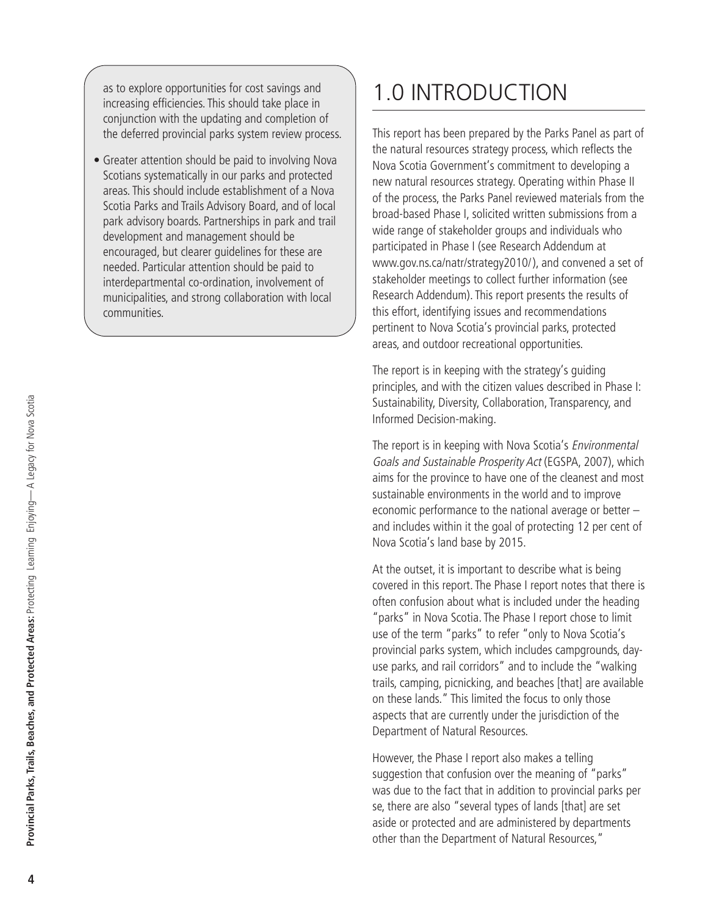as to explore opportunities for cost savings and increasing efficiencies. This should take place in conjunction with the updating and completion of the deferred provincial parks system review process.

- Greater attention should be paid to involving Nova Scotians systematically in our parks and protected areas. This should include establishment of a Nova Scotia Parks and Trails Advisory Board, and of local park advisory boards. Partnerships in park and trail development and management should be encouraged, but clearer guidelines for these are needed. Particular attention should be paid to interdepartmental co-ordination, involvement of municipalities, and strong collaboration with local communities.

# 1.0 INTRODUCTION

This report has been prepared by the Parks Panel as part of the natural resources strategy process, which reflects the Nova Scotia Government's commitment to developing a new natural resources strategy. Operating within Phase II of the process, the Parks Panel reviewed materials from the broad-based Phase I, solicited written submissions from a wide range of stakeholder groups and individuals who participated in Phase I (see Research Addendum at www.gov.ns.ca/natr/strategy2010/), and convened a set of stakeholder meetings to collect further information (see Research Addendum). This report presents the results of this effort, identifying issues and recommendations pertinent to Nova Scotia's provincial parks, protected areas, and outdoor recreational opportunities.

The report is in keeping with the strategy's guiding principles, and with the citizen values described in Phase I: Sustainability, Diversity, Collaboration, Transparency, and Informed Decision-making.

The report is in keeping with Nova Scotia's *Environmental Goals and Sustainable Prosperity Act* (EGSPA, 2007), which aims for the province to have one of the cleanest and most sustainable environments in the world and to improve economic performance to the national average or better – and includes within it the goal of protecting 12 per cent of Nova Scotia's land base by 2015.

At the outset, it is important to describe what is being covered in this report. The Phase I report notes that there is often confusion about what is included under the heading "parks" in Nova Scotia. The Phase I report chose to limit use of the term "parks" to refer "only to Nova Scotia's provincial parks system, which includes campgrounds, day-use parks, and rail corridors" and to include the "walking trails, camping, picnicking, and beaches [that] are available on these lands." This limited the focus to only those aspects that are currently under the jurisdiction of the Department of Natural Resources.

However, the Phase I report also makes a telling suggestion that confusion over the meaning of "parks" was due to the fact that in addition to provincial parks per se, there are also "several types of lands [that] are set aside or protected and are administered by departments other than the Department of Natural Resources,"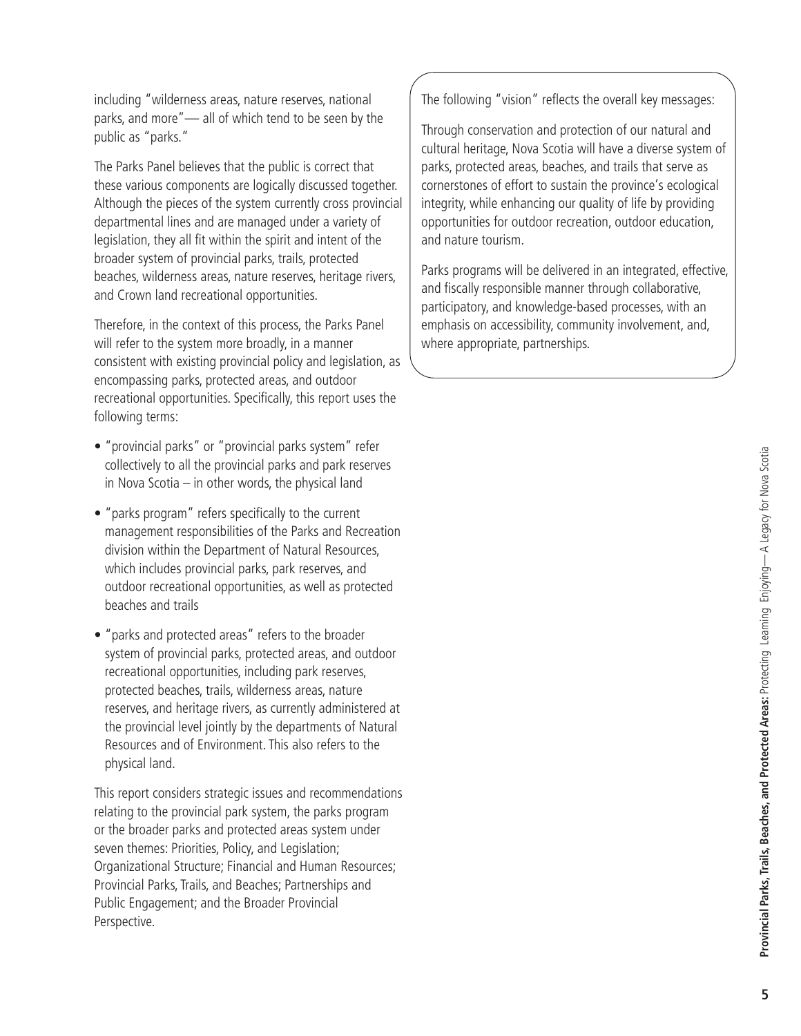including "wilderness areas, nature reserves, national parks, and more"— all of which tend to be seen by the public as "parks."

The Parks Panel believes that the public is correct that these various components are logically discussed together. Although the pieces of the system currently cross provincial departmental lines and are managed under a variety of legislation, they all fit within the spirit and intent of the broader system of provincial parks, trails, protected beaches, wilderness areas, nature reserves, heritage rivers, and Crown land recreational opportunities.

Therefore, in the context of this process, the Parks Panel will refer to the system more broadly, in a manner consistent with existing provincial policy and legislation, as encompassing parks, protected areas, and outdoor recreational opportunities. Specifically, this report uses the following terms:

- "provincial parks" or "provincial parks system" refer collectively to all the provincial parks and park reserves in Nova Scotia – in other words, the physical land
- "parks program" refers specifically to the current management responsibilities of the Parks and Recreation division within the Department of Natural Resources, which includes provincial parks, park reserves, and outdoor recreational opportunities, as well as protected beaches and trails
- "parks and protected areas" refers to the broader system of provincial parks, protected areas, and outdoor recreational opportunities, including park reserves, protected beaches, trails, wilderness areas, nature reserves, and heritage rivers, as currently administered at the provincial level jointly by the departments of Natural Resources and of Environment. This also refers to the physical land.

This report considers strategic issues and recommendations relating to the provincial park system, the parks program or the broader parks and protected areas system under seven themes: Priorities, Policy, and Legislation; Organizational Structure; Financial and Human Resources; Provincial Parks, Trails, and Beaches; Partnerships and Public Engagement; and the Broader Provincial Perspective.

The following "vision" reflects the overall key messages:

Through conservation and protection of our natural and cultural heritage, Nova Scotia will have a diverse system of parks, protected areas, beaches, and trails that serve as cornerstones of effort to sustain the province's ecological integrity, while enhancing our quality of life by providing opportunities for outdoor recreation, outdoor education, and nature tourism.

Parks programs will be delivered in an integrated, effective, and fiscally responsible manner through collaborative, participatory, and knowledge-based processes, with an emphasis on accessibility, community involvement, and, where appropriate, partnerships.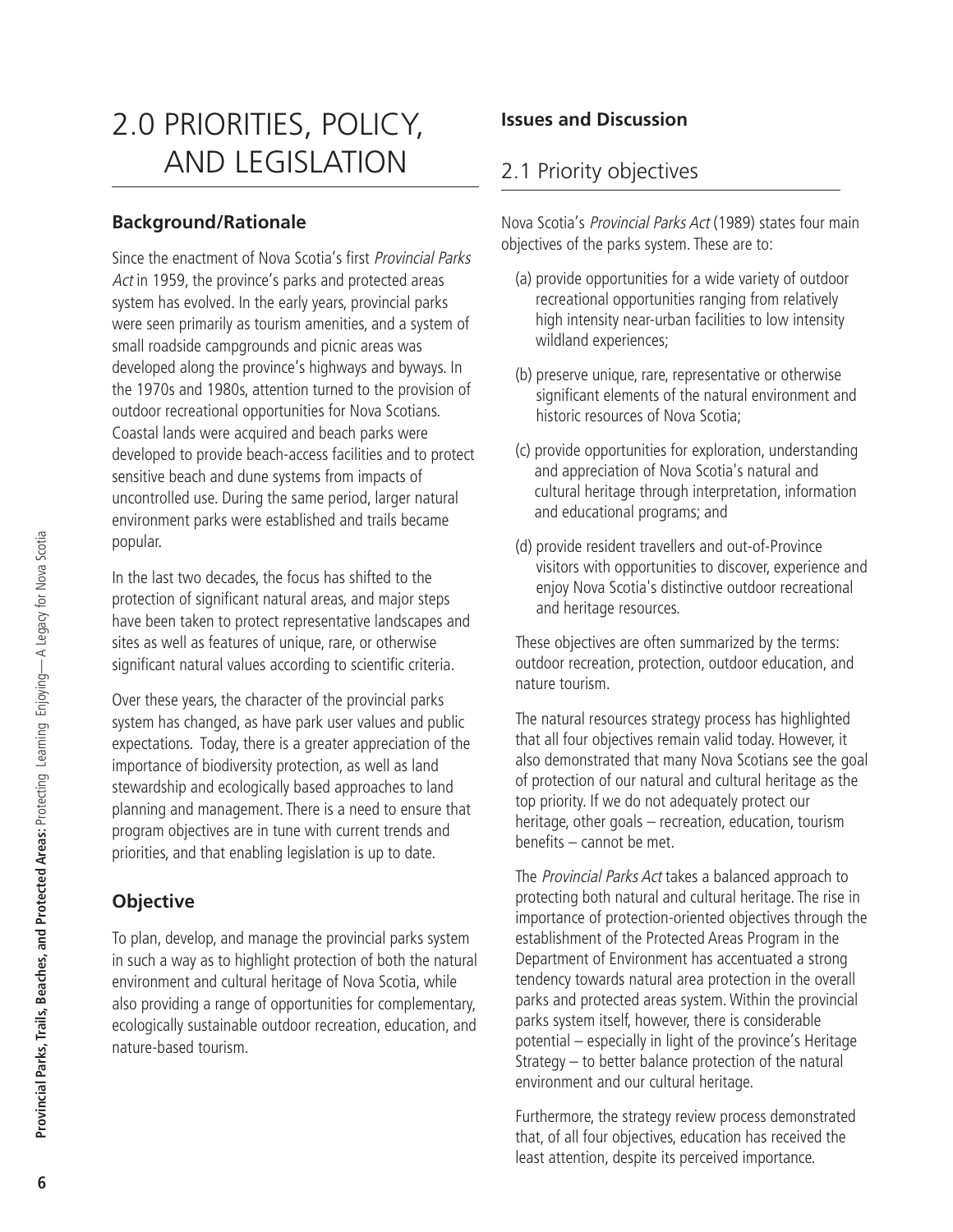# 2.0 PRIORITIES, POLICY, AND LEGISLATION

### Background/Rationale

Since the enactment of Nova Scotia's first *Provincial Parks Act* in 1959, the province's parks and protected areas system has evolved. In the early years, provincial parks were seen primarily as tourism amenities, and a system of small roadside campgrounds and picnic areas was developed along the province's highways and byways. In the 1970s and 1980s, attention turned to the provision of outdoor recreational opportunities for Nova Scotians. Coastal lands were acquired and beach parks were developed to provide beach-access facilities and to protect sensitive beach and dune systems from impacts of uncontrolled use. During the same period, larger natural environment parks were established and trails became popular.

In the last two decades, the focus has shifted to the protection of significant natural areas, and major steps have been taken to protect representative landscapes and sites as well as features of unique, rare, or otherwise significant natural values according to scientific criteria.

Over these years, the character of the provincial parks system has changed, as have park user values and public expectations. Today, there is a greater appreciation of the importance of biodiversity protection, as well as land stewardship and ecologically based approaches to land planning and management. There is a need to ensure that program objectives are in tune with current trends and priorities, and that enabling legislation is up to date.

### Objective

To plan, develop, and manage the provincial parks system in such a way as to highlight protection of both the natural environment and cultural heritage of Nova Scotia, while also providing a range of opportunities for complementary, ecologically sustainable outdoor recreation, education, and nature-based tourism.

### Issues and Discussion

## 2.1 Priority objectives

Nova Scotia's *Provincial Parks Act* (1989) states four main objectives of the parks system. These are to:

(a) provide opportunities for a wide variety of outdoor recreational opportunities ranging from relatively high intensity near-urban facilities to low intensity wildland experiences;

(b) preserve unique, rare, representative or otherwise significant elements of the natural environment and historic resources of Nova Scotia;

(c) provide opportunities for exploration, understanding and appreciation of Nova Scotia's natural and cultural heritage through interpretation, information and educational programs; and

(d) provide resident travellers and out-of-Province visitors with opportunities to discover, experience and enjoy Nova Scotia's distinctive outdoor recreational and heritage resources.

These objectives are often summarized by the terms: outdoor recreation, protection, outdoor education, and nature tourism.

The natural resources strategy process has highlighted that all four objectives remain valid today. However, it also demonstrated that many Nova Scotians see the goal of protection of our natural and cultural heritage as the top priority. If we do not adequately protect our heritage, other goals – recreation, education, tourism benefits – cannot be met.

The *Provincial Parks Act* takes a balanced approach to protecting both natural and cultural heritage. The rise in importance of protection-oriented objectives through the establishment of the Protected Areas Program in the Department of Environment has accentuated a strong tendency towards natural area protection in the overall parks and protected areas system. Within the provincial parks system itself, however, there is considerable potential – especially in light of the province's Heritage Strategy – to better balance protection of the natural environment and our cultural heritage.

Furthermore, the strategy review process demonstrated that, of all four objectives, education has received the least attention, despite its perceived importance.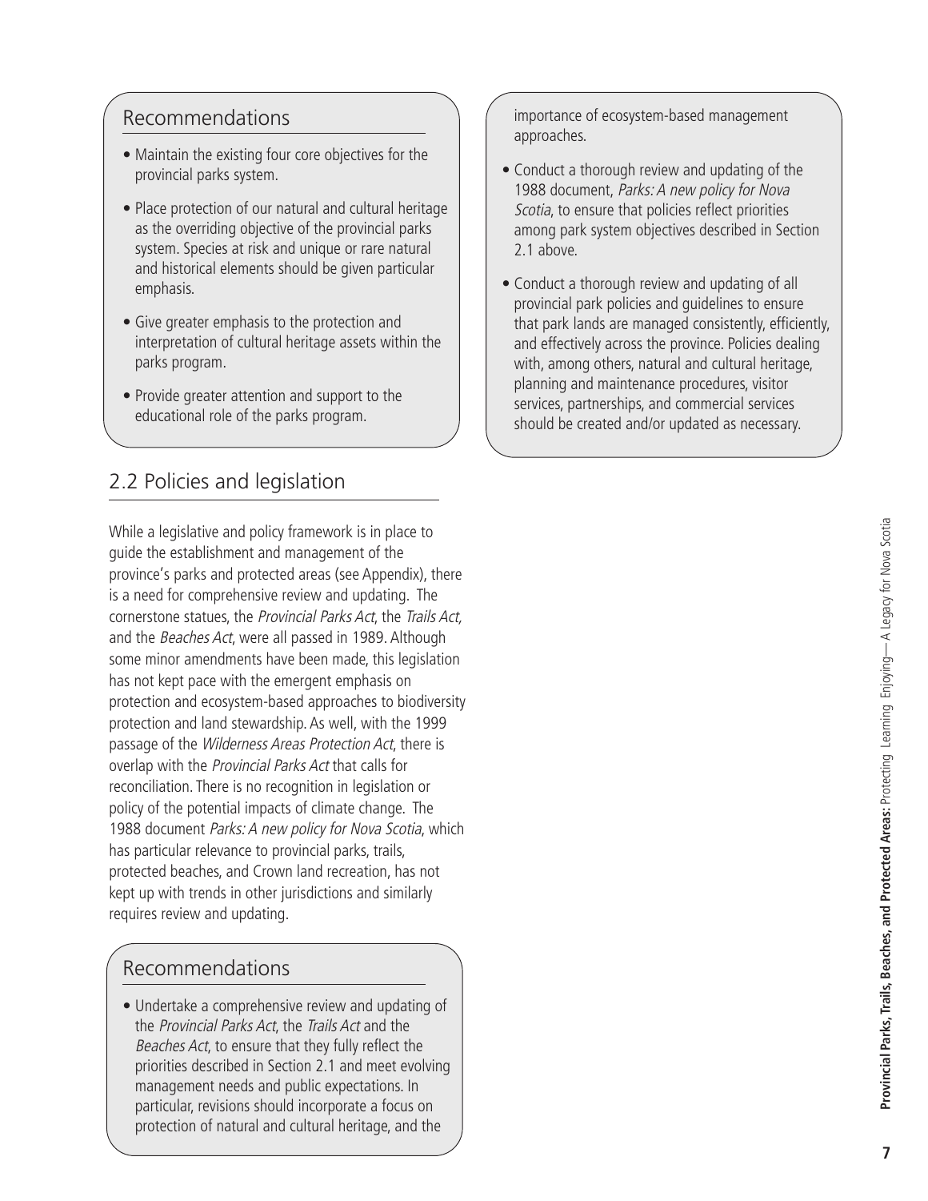## Recommendations

- Maintain the existing four core objectives for the provincial parks system.
- Place protection of our natural and cultural heritage as the overriding objective of the provincial parks system. Species at risk and unique or rare natural and historical elements should be given particular emphasis.
- Give greater emphasis to the protection and interpretation of cultural heritage assets within the parks program.
- Provide greater attention and support to the educational role of the parks program.

## 2.2 Policies and legislation

While a legislative and policy framework is in place to guide the establishment and management of the province's parks and protected areas (see Appendix), there is a need for comprehensive review and updating. The cornerstone statues, the *Provincial Parks Act*, the *Trails Act,* and the *Beaches Act*, were all passed in 1989. Although some minor amendments have been made, this legislation has not kept pace with the emergent emphasis on protection and ecosystem-based approaches to biodiversity protection and land stewardship. As well, with the 1999 passage of the *Wilderness Areas Protection Act*, there is overlap with the *Provincial Parks Act* that calls for reconciliation. There is no recognition in legislation or policy of the potential impacts of climate change. The 1988 document *Parks: A new policy for Nova Scotia*, which has particular relevance to provincial parks, trails, protected beaches, and Crown land recreation, has not kept up with trends in other jurisdictions and similarly requires review and updating.

## Recommendations

- Undertake a comprehensive review and updating of the *Provincial Parks Act*, the *Trails Act* and the *Beaches Act*, to ensure that they fully reflect the priorities described in Section 2.1 and meet evolving management needs and public expectations. In particular, revisions should incorporate a focus on protection of natural and cultural heritage, and the importance of ecosystem-based management approaches.
- Conduct a thorough review and updating of the 1988 document, *Parks: A new policy for Nova Scotia*, to ensure that policies reflect priorities among park system objectives described in Section 2.1 above.
- Conduct a thorough review and updating of all provincial park policies and guidelines to ensure that park lands are managed consistently, efficiently, and effectively across the province. Policies dealing with, among others, natural and cultural heritage, planning and maintenance procedures, visitor services, partnerships, and commercial services should be created and/or updated as necessary.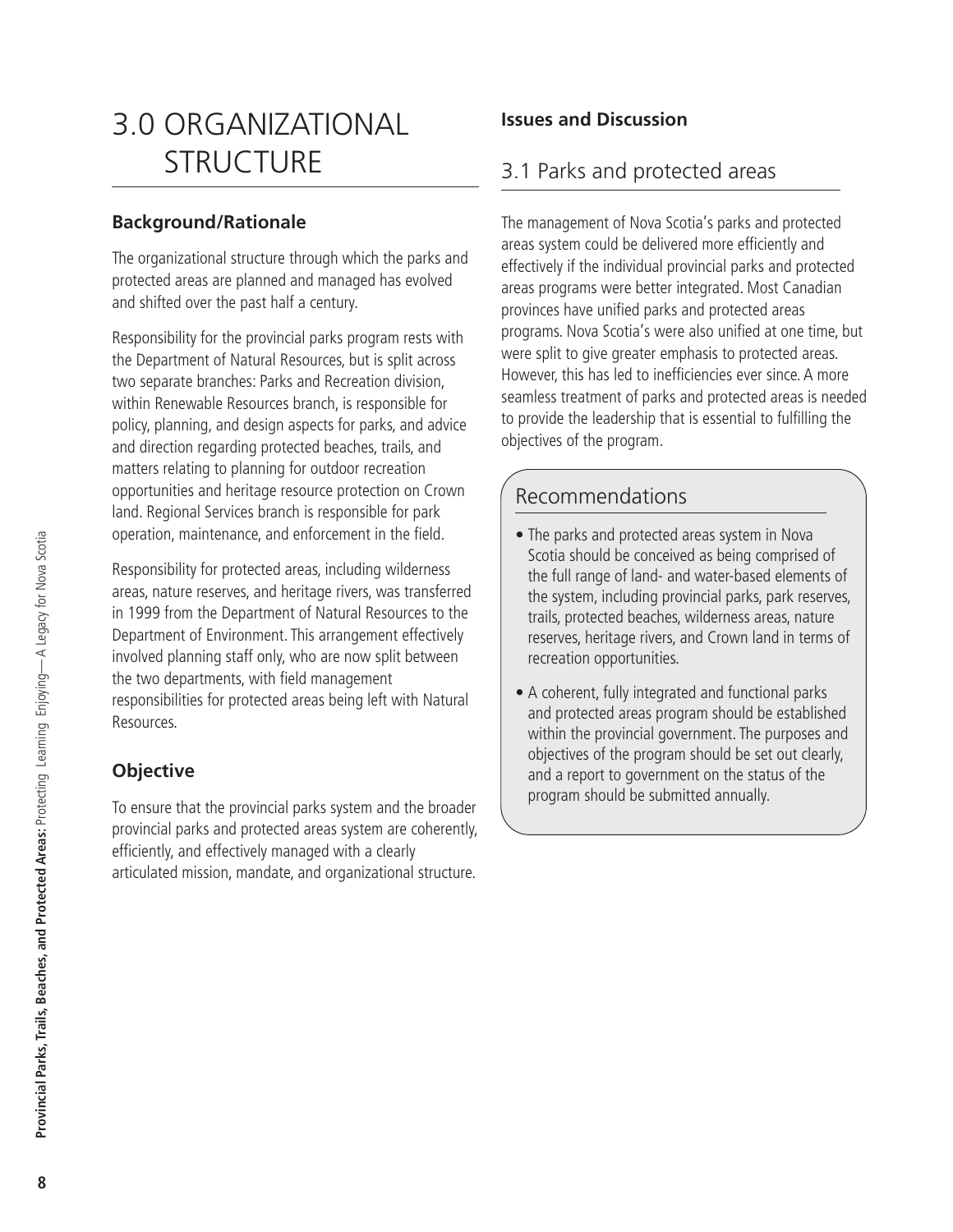# 3.0 ORGANIZATIONAL STRUCTURE

### Background/Rationale

The organizational structure through which the parks and protected areas are planned and managed has evolved and shifted over the past half a century.

Responsibility for the provincial parks program rests with the Department of Natural Resources, but is split across two separate branches: Parks and Recreation division, within Renewable Resources branch, is responsible for policy, planning, and design aspects for parks, and advice and direction regarding protected beaches, trails, and matters relating to planning for outdoor recreation opportunities and heritage resource protection on Crown land. Regional Services branch is responsible for park operation, maintenance, and enforcement in the field.

Responsibility for protected areas, including wilderness areas, nature reserves, and heritage rivers, was transferred in 1999 from the Department of Natural Resources to the Department of Environment. This arrangement effectively involved planning staff only, who are now split between the two departments, with field management responsibilities for protected areas being left with Natural Resources.

### Objective

To ensure that the provincial parks system and the broader provincial parks and protected areas system are coherently, efficiently, and effectively managed with a clearly articulated mission, mandate, and organizational structure.

### Issues and Discussion

## 3.1 Parks and protected areas

The management of Nova Scotia's parks and protected areas system could be delivered more efficiently and effectively if the individual provincial parks and protected areas programs were better integrated. Most Canadian provinces have unified parks and protected areas programs. Nova Scotia's were also unified at one time, but were split to give greater emphasis to protected areas. However, this has led to inefficiencies ever since. A more seamless treatment of parks and protected areas is needed to provide the leadership that is essential to fulfilling the objectives of the program.

## Recommendations

- The parks and protected areas system in Nova Scotia should be conceived as being comprised of the full range of land- and water-based elements of the system, including provincial parks, park reserves, trails, protected beaches, wilderness areas, nature reserves, heritage rivers, and Crown land in terms of recreation opportunities.
- A coherent, fully integrated and functional parks and protected areas program should be established within the provincial government. The purposes and objectives of the program should be set out clearly, and a report to government on the status of the program should be submitted annually.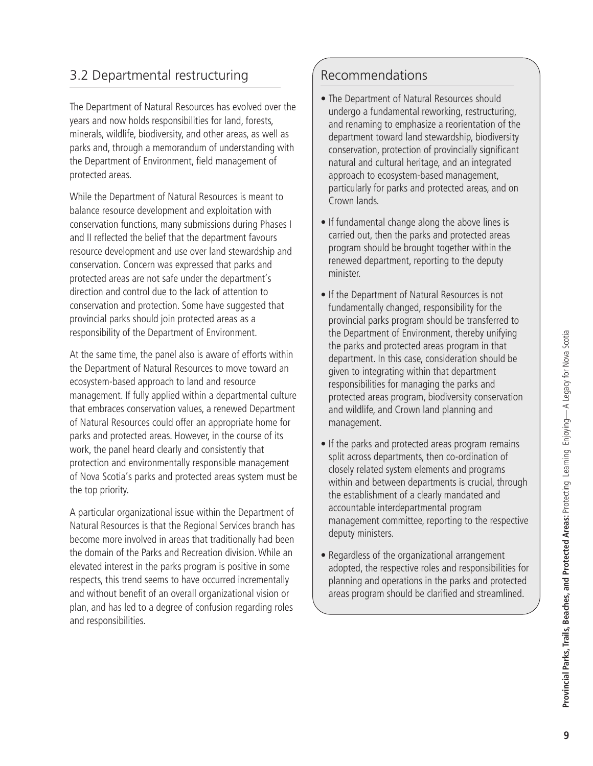## 3.2 Departmental restructuring

The Department of Natural Resources has evolved over the years and now holds responsibilities for land, forests, minerals, wildlife, biodiversity, and other areas, as well as parks and, through a memorandum of understanding with the Department of Environment, field management of protected areas.

While the Department of Natural Resources is meant to balance resource development and exploitation with conservation functions, many submissions during Phases I and II reflected the belief that the department favours resource development and use over land stewardship and conservation. Concern was expressed that parks and protected areas are not safe under the department's direction and control due to the lack of attention to conservation and protection. Some have suggested that provincial parks should join protected areas as a responsibility of the Department of Environment.

At the same time, the panel also is aware of efforts within the Department of Natural Resources to move toward an ecosystem-based approach to land and resource management. If fully applied within a departmental culture that embraces conservation values, a renewed Department of Natural Resources could offer an appropriate home for parks and protected areas. However, in the course of its work, the panel heard clearly and consistently that protection and environmentally responsible management of Nova Scotia's parks and protected areas system must be the top priority.

A particular organizational issue within the Department of Natural Resources is that the Regional Services branch has become more involved in areas that traditionally had been the domain of the Parks and Recreation division. While an elevated interest in the parks program is positive in some respects, this trend seems to have occurred incrementally and without benefit of an overall organizational vision or plan, and has led to a degree of confusion regarding roles and responsibilities.

## Recommendations

- The Department of Natural Resources should undergo a fundamental reworking, restructuring, and renaming to emphasize a reorientation of the department toward land stewardship, biodiversity conservation, protection of provincially significant natural and cultural heritage, and an integrated approach to ecosystem-based management, particularly for parks and protected areas, and on Crown lands.
- If fundamental change along the above lines is carried out, then the parks and protected areas program should be brought together within the renewed department, reporting to the deputy minister.
- If the Department of Natural Resources is not fundamentally changed, responsibility for the provincial parks program should be transferred to the Department of Environment, thereby unifying the parks and protected areas program in that department. In this case, consideration should be given to integrating within that department responsibilities for managing the parks and protected areas program, biodiversity conservation and wildlife, and Crown land planning and management.
- If the parks and protected areas program remains split across departments, then co-ordination of closely related system elements and programs within and between departments is crucial, through the establishment of a clearly mandated and accountable interdepartmental program management committee, reporting to the respective deputy ministers.
- Regardless of the organizational arrangement adopted, the respective roles and responsibilities for planning and operations in the parks and protected areas program should be clarified and streamlined.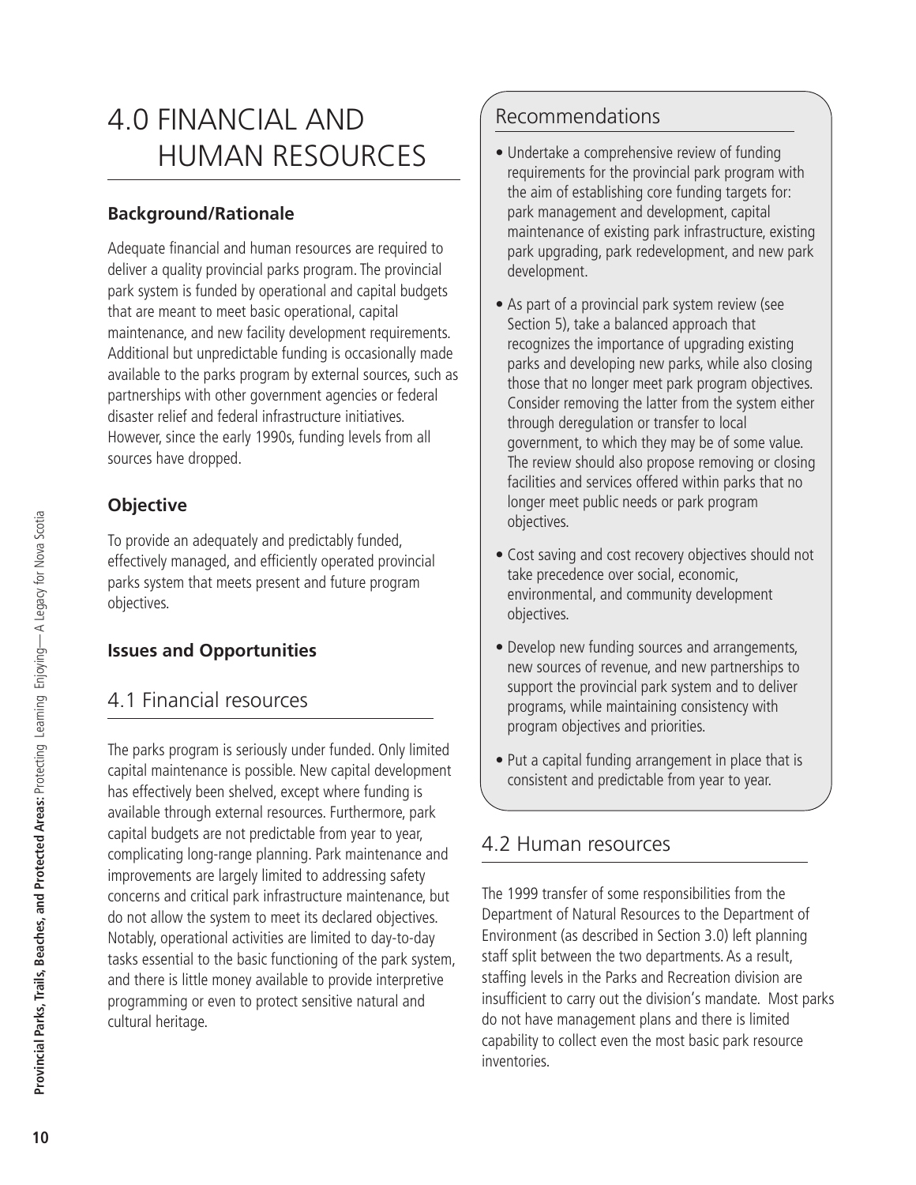# 4.0 FINANCIAL AND HUMAN RESOURCES

### Background/Rationale

Adequate financial and human resources are required to deliver a quality provincial parks program. The provincial park system is funded by operational and capital budgets that are meant to meet basic operational, capital maintenance, and new facility development requirements. Additional but unpredictable funding is occasionally made available to the parks program by external sources, such as partnerships with other government agencies or federal disaster relief and federal infrastructure initiatives. However, since the early 1990s, funding levels from all sources have dropped.

### Objective

To provide an adequately and predictably funded, effectively managed, and efficiently operated provincial parks system that meets present and future program objectives.

### Issues and Opportunities

## 4.1 Financial resources

The parks program is seriously under funded. Only limited capital maintenance is possible. New capital development has effectively been shelved, except where funding is available through external resources. Furthermore, park capital budgets are not predictable from year to year, complicating long-range planning. Park maintenance and improvements are largely limited to addressing safety concerns and critical park infrastructure maintenance, but do not allow the system to meet its declared objectives. Notably, operational activities are limited to day-to-day tasks essential to the basic functioning of the park system, and there is little money available to provide interpretive programming or even to protect sensitive natural and cultural heritage.

### Recommendations

- Undertake a comprehensive review of funding requirements for the provincial park program with the aim of establishing core funding targets for: park management and development, capital maintenance of existing park infrastructure, existing park upgrading, park redevelopment, and new park development.
- As part of a provincial park system review (see Section 5), take a balanced approach that recognizes the importance of upgrading existing parks and developing new parks, while also closing those that no longer meet park program objectives. Consider removing the latter from the system either through deregulation or transfer to local government, to which they may be of some value. The review should also propose removing or closing facilities and services offered within parks that no longer meet public needs or park program objectives.
- Cost saving and cost recovery objectives should not take precedence over social, economic, environmental, and community development objectives.
- Develop new funding sources and arrangements, new sources of revenue, and new partnerships to support the provincial park system and to deliver programs, while maintaining consistency with program objectives and priorities.
- Put a capital funding arrangement in place that is consistent and predictable from year to year.

## 4.2 Human resources

The 1999 transfer of some responsibilities from the Department of Natural Resources to the Department of Environment (as described in Section 3.0) left planning staff split between the two departments. As a result, staffing levels in the Parks and Recreation division are insufficient to carry out the division's mandate. Most parks do not have management plans and there is limited capability to collect even the most basic park resource inventories.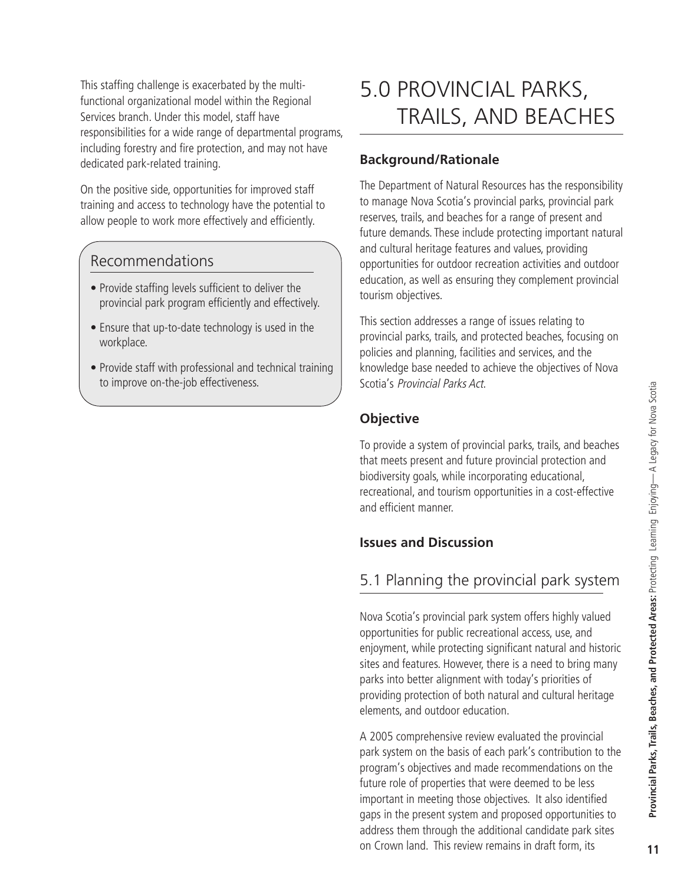This staffing challenge is exacerbated by the multi-functional organizational model within the Regional Services branch. Under this model, staff have responsibilities for a wide range of departmental programs, including forestry and fire protection, and may not have dedicated park-related training.

On the positive side, opportunities for improved staff training and access to technology have the potential to allow people to work more effectively and efficiently.

### Recommendations

- Provide staffing levels sufficient to deliver the provincial park program efficiently and effectively.
- Ensure that up-to-date technology is used in the workplace.
- Provide staff with professional and technical training to improve on-the-job effectiveness.

# 5.0 PROVINCIAL PARKS, TRAILS, AND BEACHES

### Background/Rationale

The Department of Natural Resources has the responsibility to manage Nova Scotia's provincial parks, provincial park reserves, trails, and beaches for a range of present and future demands. These include protecting important natural and cultural heritage features and values, providing opportunities for outdoor recreation activities and outdoor education, as well as ensuring they complement provincial tourism objectives.

This section addresses a range of issues relating to provincial parks, trails, and protected beaches, focusing on policies and planning, facilities and services, and the knowledge base needed to achieve the objectives of Nova Scotia's *Provincial Parks Act*.

### Objective

To provide a system of provincial parks, trails, and beaches that meets present and future provincial protection and biodiversity goals, while incorporating educational, recreational, and tourism opportunities in a cost-effective and efficient manner.

### Issues and Discussion

## 5.1 Planning the provincial park system

Nova Scotia's provincial park system offers highly valued opportunities for public recreational access, use, and enjoyment, while protecting significant natural and historic sites and features. However, there is a need to bring many parks into better alignment with today's priorities of providing protection of both natural and cultural heritage elements, and outdoor education.

A 2005 comprehensive review evaluated the provincial park system on the basis of each park's contribution to the program's objectives and made recommendations on the future role of properties that were deemed to be less important in meeting those objectives. It also identified gaps in the present system and proposed opportunities to address them through the additional candidate park sites on Crown land. This review remains in draft form, its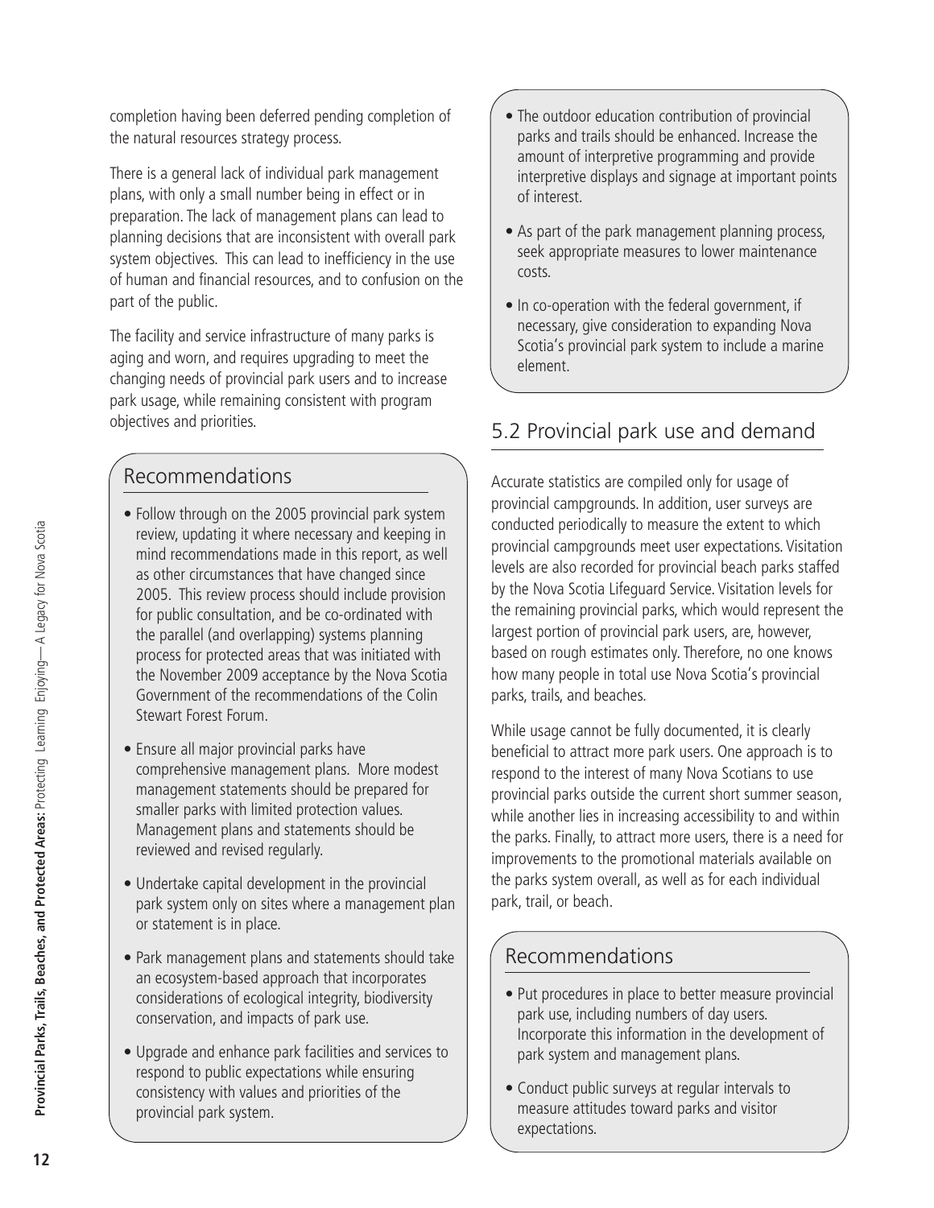completion having been deferred pending completion of the natural resources strategy process.

There is a general lack of individual park management plans, with only a small number being in effect or in preparation. The lack of management plans can lead to planning decisions that are inconsistent with overall park system objectives. This can lead to inefficiency in the use of human and financial resources, and to confusion on the part of the public.

The facility and service infrastructure of many parks is aging and worn, and requires upgrading to meet the changing needs of provincial park users and to increase park usage, while remaining consistent with program objectives and priorities.

### Recommendations

- Follow through on the 2005 provincial park system review, updating it where necessary and keeping in mind recommendations made in this report, as well as other circumstances that have changed since 2005. This review process should include provision for public consultation, and be co-ordinated with the parallel (and overlapping) systems planning process for protected areas that was initiated with the November 2009 acceptance by the Nova Scotia Government of the recommendations of the Colin Stewart Forest Forum.
- Ensure all major provincial parks have comprehensive management plans. More modest management statements should be prepared for smaller parks with limited protection values. Management plans and statements should be reviewed and revised regularly.
- Undertake capital development in the provincial park system only on sites where a management plan or statement is in place.
- Park management plans and statements should take an ecosystem-based approach that incorporates considerations of ecological integrity, biodiversity conservation, and impacts of park use.
- Upgrade and enhance park facilities and services to respond to public expectations while ensuring consistency with values and priorities of the provincial park system.
- The outdoor education contribution of provincial parks and trails should be enhanced. Increase the amount of interpretive programming and provide interpretive displays and signage at important points of interest.
- As part of the park management planning process, seek appropriate measures to lower maintenance costs.
- In co-operation with the federal government, if necessary, give consideration to expanding Nova Scotia's provincial park system to include a marine element.

## 5.2 Provincial park use and demand

Accurate statistics are compiled only for usage of provincial campgrounds. In addition, user surveys are conducted periodically to measure the extent to which provincial campgrounds meet user expectations. Visitation levels are also recorded for provincial beach parks staffed by the Nova Scotia Lifeguard Service. Visitation levels for the remaining provincial parks, which would represent the largest portion of provincial park users, are, however, based on rough estimates only. Therefore, no one knows how many people in total use Nova Scotia's provincial parks, trails, and beaches.

While usage cannot be fully documented, it is clearly beneficial to attract more park users. One approach is to respond to the interest of many Nova Scotians to use provincial parks outside the current short summer season, while another lies in increasing accessibility to and within the parks. Finally, to attract more users, there is a need for improvements to the promotional materials available on the parks system overall, as well as for each individual park, trail, or beach.

### Recommendations

- Put procedures in place to better measure provincial park use, including numbers of day users. Incorporate this information in the development of park system and management plans.
- Conduct public surveys at regular intervals to measure attitudes toward parks and visitor expectations.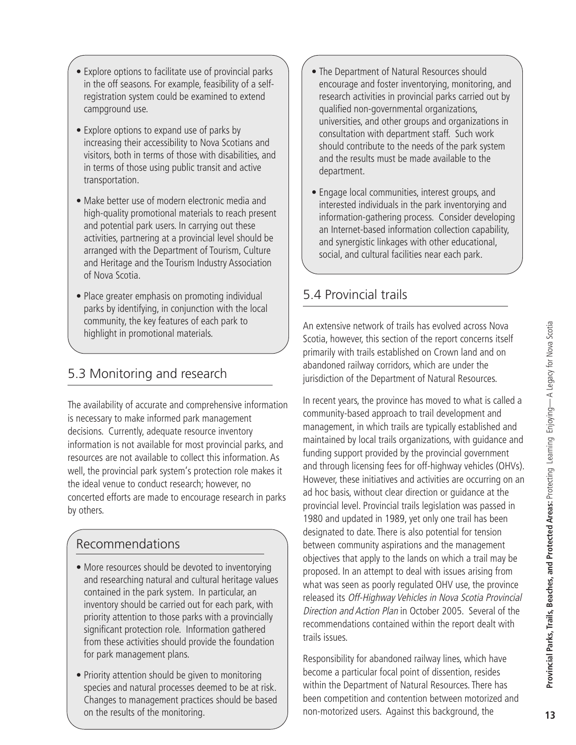- Explore options to facilitate use of provincial parks in the off seasons. For example, feasibility of a self-registration system could be examined to extend campground use.
- Explore options to expand use of parks by increasing their accessibility to Nova Scotians and visitors, both in terms of those with disabilities, and in terms of those using public transit and active transportation.
- Make better use of modern electronic media and high-quality promotional materials to reach present and potential park users. In carrying out these activities, partnering at a provincial level should be arranged with the Department of Tourism, Culture and Heritage and the Tourism Industry Association of Nova Scotia.
- Place greater emphasis on promoting individual parks by identifying, in conjunction with the local community, the key features of each park to highlight in promotional materials.

## 5.3 Monitoring and research

The availability of accurate and comprehensive information is necessary to make informed park management decisions. Currently, adequate resource inventory information is not available for most provincial parks, and resources are not available to collect this information. As well, the provincial park system's protection role makes it the ideal venue to conduct research; however, no concerted efforts are made to encourage research in parks by others.

### Recommendations

- More resources should be devoted to inventorying and researching natural and cultural heritage values contained in the park system. In particular, an inventory should be carried out for each park, with priority attention to those parks with a provincially significant protection role. Information gathered from these activities should provide the foundation for park management plans.
- Priority attention should be given to monitoring species and natural processes deemed to be at risk. Changes to management practices should be based on the results of the monitoring.
- The Department of Natural Resources should encourage and foster inventorying, monitoring, and research activities in provincial parks carried out by qualified non-governmental organizations, universities, and other groups and organizations in consultation with department staff. Such work should contribute to the needs of the park system and the results must be made available to the department.
- Engage local communities, interest groups, and interested individuals in the park inventorying and information-gathering process. Consider developing an Internet-based information collection capability, and synergistic linkages with other educational, social, and cultural facilities near each park.

## 5.4 Provincial trails

An extensive network of trails has evolved across Nova Scotia, however, this section of the report concerns itself primarily with trails established on Crown land and on abandoned railway corridors, which are under the jurisdiction of the Department of Natural Resources.

In recent years, the province has moved to what is called a community-based approach to trail development and management, in which trails are typically established and maintained by local trails organizations, with guidance and funding support provided by the provincial government and through licensing fees for off-highway vehicles (OHVs). However, these initiatives and activities are occurring on an ad hoc basis, without clear direction or guidance at the provincial level. Provincial trails legislation was passed in 1980 and updated in 1989, yet only one trail has been designated to date. There is also potential for tension between community aspirations and the management objectives that apply to the lands on which a trail may be proposed. In an attempt to deal with issues arising from what was seen as poorly regulated OHV use, the province released its *Off-Highway Vehicles in Nova Scotia Provincial Direction and Action Plan* in October 2005. Several of the recommendations contained within the report dealt with trails issues.

Responsibility for abandoned railway lines, which have become a particular focal point of dissention, resides within the Department of Natural Resources. There has been competition and contention between motorized and non-motorized users. Against this background, the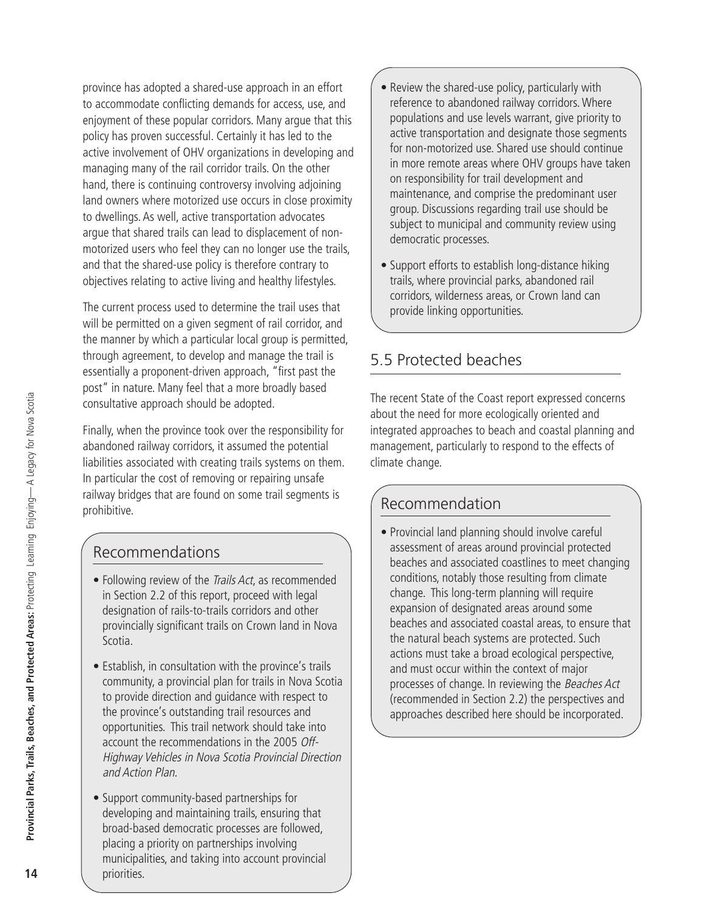province has adopted a shared-use approach in an effort to accommodate conflicting demands for access, use, and enjoyment of these popular corridors. Many argue that this policy has proven successful. Certainly it has led to the active involvement of OHV organizations in developing and managing many of the rail corridor trails. On the other hand, there is continuing controversy involving adjoining land owners where motorized use occurs in close proximity to dwellings. As well, active transportation advocates argue that shared trails can lead to displacement of non-motorized users who feel they can no longer use the trails, and that the shared-use policy is therefore contrary to objectives relating to active living and healthy lifestyles.

The current process used to determine the trail uses that will be permitted on a given segment of rail corridor, and the manner by which a particular local group is permitted, through agreement, to develop and manage the trail is essentially a proponent-driven approach, "first past the post" in nature. Many feel that a more broadly based consultative approach should be adopted.

Finally, when the province took over the responsibility for abandoned railway corridors, it assumed the potential liabilities associated with creating trails systems on them. In particular the cost of removing or repairing unsafe railway bridges that are found on some trail segments is prohibitive.

### Recommendations

- Following review of the *Trails Act*, as recommended in Section 2.2 of this report, proceed with legal designation of rails-to-trails corridors and other provincially significant trails on Crown land in Nova Scotia.
- Establish, in consultation with the province's trails community, a provincial plan for trails in Nova Scotia to provide direction and guidance with respect to the province's outstanding trail resources and opportunities. This trail network should take into account the recommendations in the 2005 *Off-Highway Vehicles in Nova Scotia Provincial Direction and Action Plan.*
- Support community-based partnerships for developing and maintaining trails, ensuring that broad-based democratic processes are followed, placing a priority on partnerships involving municipalities, and taking into account provincial priorities.
- Review the shared-use policy, particularly with reference to abandoned railway corridors. Where populations and use levels warrant, give priority to active transportation and designate those segments for non-motorized use. Shared use should continue in more remote areas where OHV groups have taken on responsibility for trail development and maintenance, and comprise the predominant user group. Discussions regarding trail use should be subject to municipal and community review using democratic processes.
- Support efforts to establish long-distance hiking trails, where provincial parks, abandoned rail corridors, wilderness areas, or Crown land can provide linking opportunities.

## 5.5 Protected beaches

The recent State of the Coast report expressed concerns about the need for more ecologically oriented and integrated approaches to beach and coastal planning and management, particularly to respond to the effects of climate change.

### Recommendation

- Provincial land planning should involve careful assessment of areas around provincial protected beaches and associated coastlines to meet changing conditions, notably those resulting from climate change. This long-term planning will require expansion of designated areas around some beaches and associated coastal areas, to ensure that the natural beach systems are protected. Such actions must take a broad ecological perspective, and must occur within the context of major processes of change. In reviewing the *Beaches Act* (recommended in Section 2.2) the perspectives and approaches described here should be incorporated.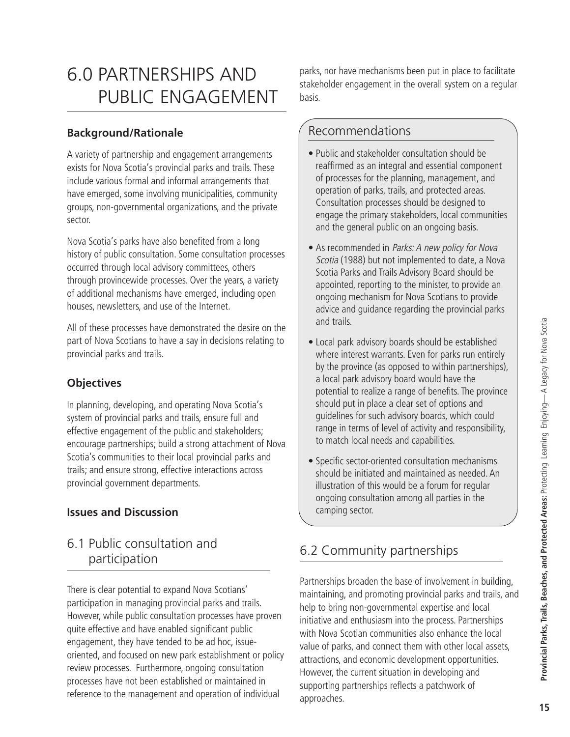# 6.0 PARTNERSHIPS AND PUBLIC ENGAGEMENT

### Background/Rationale

A variety of partnership and engagement arrangements exists for Nova Scotia's provincial parks and trails. These include various formal and informal arrangements that have emerged, some involving municipalities, community groups, non-governmental organizations, and the private sector.

Nova Scotia's parks have also benefited from a long history of public consultation. Some consultation processes occurred through local advisory committees, others through provincewide processes. Over the years, a variety of additional mechanisms have emerged, including open houses, newsletters, and use of the Internet.

All of these processes have demonstrated the desire on the part of Nova Scotians to have a say in decisions relating to provincial parks and trails.

### Objectives

In planning, developing, and operating Nova Scotia's system of provincial parks and trails, ensure full and effective engagement of the public and stakeholders; encourage partnerships; build a strong attachment of Nova Scotia's communities to their local provincial parks and trails; and ensure strong, effective interactions across provincial government departments.

### Issues and Discussion

## 6.1 Public consultation and participation

There is clear potential to expand Nova Scotians' participation in managing provincial parks and trails. However, while public consultation processes have proven quite effective and have enabled significant public engagement, they have tended to be ad hoc, issue-oriented, and focused on new park establishment or policy review processes. Furthermore, ongoing consultation processes have not been established or maintained in reference to the management and operation of individual parks, nor have mechanisms been put in place to facilitate stakeholder engagement in the overall system on a regular basis.

### Recommendations

- Public and stakeholder consultation should be reaffirmed as an integral and essential component of processes for the planning, management, and operation of parks, trails, and protected areas. Consultation processes should be designed to engage the primary stakeholders, local communities and the general public on an ongoing basis.
- As recommended in *Parks: A new policy for Nova Scotia* (1988) but not implemented to date, a Nova Scotia Parks and Trails Advisory Board should be appointed, reporting to the minister, to provide an ongoing mechanism for Nova Scotians to provide advice and guidance regarding the provincial parks and trails.
- Local park advisory boards should be established where interest warrants. Even for parks run entirely by the province (as opposed to within partnerships), a local park advisory board would have the potential to realize a range of benefits. The province should put in place a clear set of options and guidelines for such advisory boards, which could range in terms of level of activity and responsibility, to match local needs and capabilities.
- Specific sector-oriented consultation mechanisms should be initiated and maintained as needed. An illustration of this would be a forum for regular ongoing consultation among all parties in the camping sector.

## 6.2 Community partnerships

Partnerships broaden the base of involvement in building, maintaining, and promoting provincial parks and trails, and help to bring non-governmental expertise and local initiative and enthusiasm into the process. Partnerships with Nova Scotian communities also enhance the local value of parks, and connect them with other local assets, attractions, and economic development opportunities. However, the current situation in developing and supporting partnerships reflects a patchwork of approaches.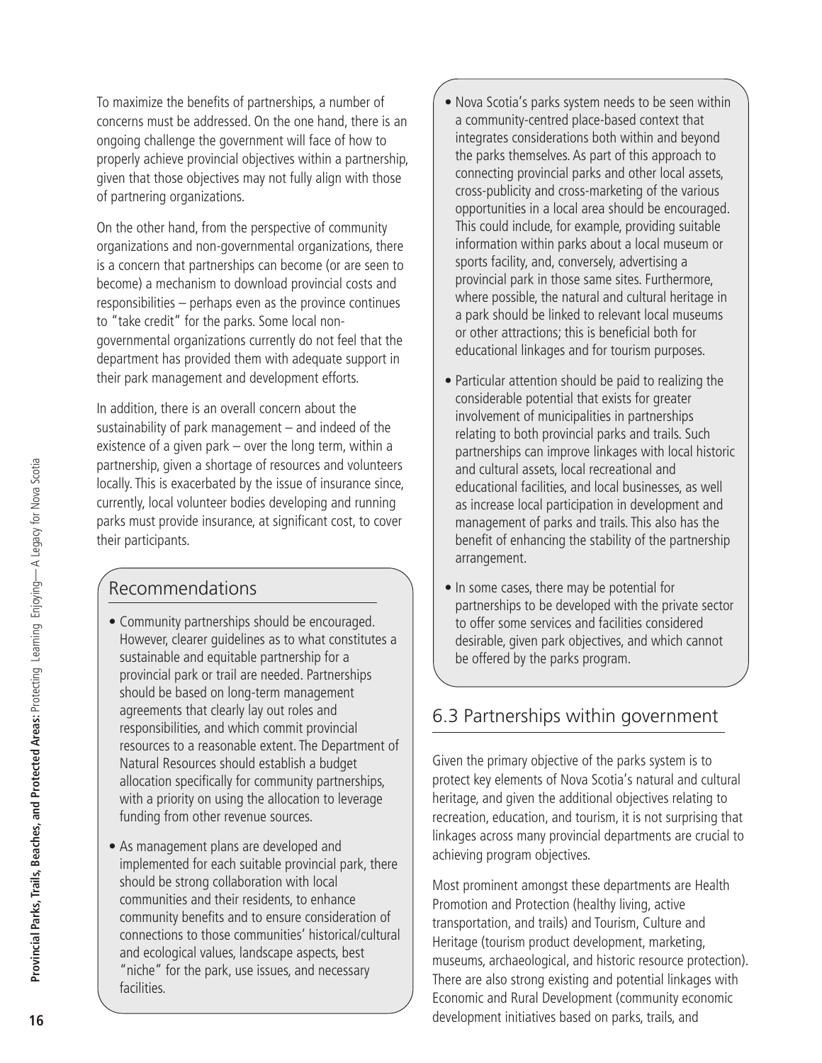To maximize the benefits of partnerships, a number of concerns must be addressed. On the one hand, there is an ongoing challenge the government will face of how to properly achieve provincial objectives within a partnership, given that those objectives may not fully align with those of partnering organizations.

On the other hand, from the perspective of community organizations and non-governmental organizations, there is a concern that partnerships can become (or are seen to become) a mechanism to download provincial costs and responsibilities – perhaps even as the province continues to "take credit" for the parks. Some local non-governmental organizations currently do not feel that the department has provided them with adequate support in their park management and development efforts.

In addition, there is an overall concern about the sustainability of park management – and indeed of the existence of a given park – over the long term, within a partnership, given a shortage of resources and volunteers locally. This is exacerbated by the issue of insurance since, currently, local volunteer bodies developing and running parks must provide insurance, at significant cost, to cover their participants.

## Recommendations

- Community partnerships should be encouraged. However, clearer guidelines as to what constitutes a sustainable and equitable partnership for a provincial park or trail are needed. Partnerships should be based on long-term management agreements that clearly lay out roles and responsibilities, and which commit provincial resources to a reasonable extent. The Department of Natural Resources should establish a budget allocation specifically for community partnerships, with a priority on using the allocation to leverage funding from other revenue sources.
- As management plans are developed and implemented for each suitable provincial park, there should be strong collaboration with local communities and their residents, to enhance community benefits and to ensure consideration of connections to those communities' historical/cultural and ecological values, landscape aspects, best "niche" for the park, use issues, and necessary facilities.
- Nova Scotia's parks system needs to be seen within a community-centred place-based context that integrates considerations both within and beyond the parks themselves. As part of this approach to connecting provincial parks and other local assets, cross-publicity and cross-marketing of the various opportunities in a local area should be encouraged. This could include, for example, providing suitable information within parks about a local museum or sports facility, and, conversely, advertising a provincial park in those same sites. Furthermore, where possible, the natural and cultural heritage in a park should be linked to relevant local museums or other attractions; this is beneficial both for educational linkages and for tourism purposes.
- Particular attention should be paid to realizing the considerable potential that exists for greater involvement of municipalities in partnerships relating to both provincial parks and trails. Such partnerships can improve linkages with local historic and cultural assets, local recreational and educational facilities, and local businesses, as well as increase local participation in development and management of parks and trails. This also has the benefit of enhancing the stability of the partnership arrangement.
- In some cases, there may be potential for partnerships to be developed with the private sector to offer some services and facilities considered desirable, given park objectives, and which cannot be offered by the parks program.

## 6.3 Partnerships within government

Given the primary objective of the parks system is to protect key elements of Nova Scotia's natural and cultural heritage, and given the additional objectives relating to recreation, education, and tourism, it is not surprising that linkages across many provincial departments are crucial to achieving program objectives.

Most prominent amongst these departments are Health Promotion and Protection (healthy living, active transportation, and trails) and Tourism, Culture and Heritage (tourism product development, marketing, museums, archaeological, and historic resource protection). There are also strong existing and potential linkages with Economic and Rural Development (community economic development initiatives based on parks, trails, and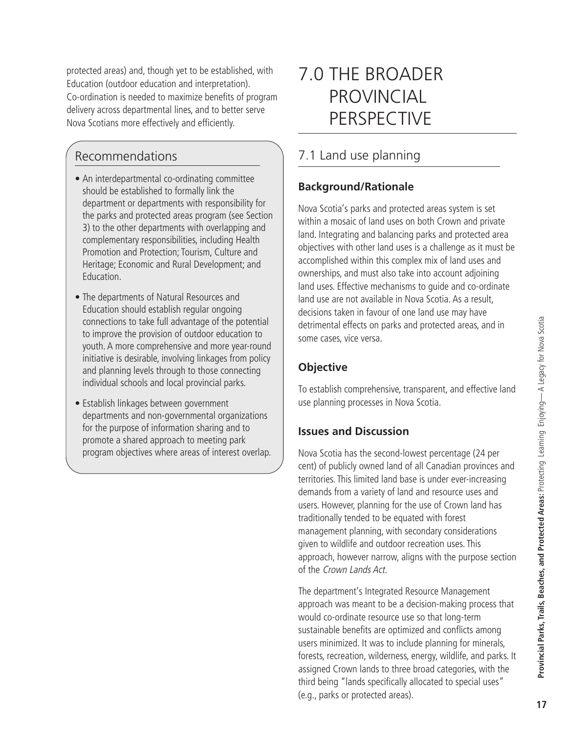protected areas) and, though yet to be established, with Education (outdoor education and interpretation). Co-ordination is needed to maximize benefits of program delivery across departmental lines, and to better serve Nova Scotians more effectively and efficiently.

### Recommendations

- An interdepartmental co-ordinating committee should be established to formally link the department or departments with responsibility for the parks and protected areas program (see Section 3) to the other departments with overlapping and complementary responsibilities, including Health Promotion and Protection; Tourism, Culture and Heritage; Economic and Rural Development; and Education.
- The departments of Natural Resources and Education should establish regular ongoing connections to take full advantage of the potential to improve the provision of outdoor education to youth. A more comprehensive and more year-round initiative is desirable, involving linkages from policy and planning levels through to those connecting individual schools and local provincial parks.
- Establish linkages between government departments and non-governmental organizations for the purpose of information sharing and to promote a shared approach to meeting park program objectives where areas of interest overlap.

# 7.0 THE BROADER PROVINCIAL PERSPECTIVE

## 7.1 Land use planning

### Background/Rationale

Nova Scotia's parks and protected areas system is set within a mosaic of land uses on both Crown and private land. Integrating and balancing parks and protected area objectives with other land uses is a challenge as it must be accomplished within this complex mix of land uses and ownerships, and must also take into account adjoining land uses. Effective mechanisms to guide and co-ordinate land use are not available in Nova Scotia. As a result, decisions taken in favour of one land use may have detrimental effects on parks and protected areas, and in some cases, vice versa.

### Objective

To establish comprehensive, transparent, and effective land use planning processes in Nova Scotia.

### Issues and Discussion

Nova Scotia has the second-lowest percentage (24 per cent) of publicly owned land of all Canadian provinces and territories. This limited land base is under ever-increasing demands from a variety of land and resource uses and users. However, planning for the use of Crown land has traditionally tended to be equated with forest management planning, with secondary considerations given to wildlife and outdoor recreation uses. This approach, however narrow, aligns with the purpose section of the *Crown Lands Act.*

The department's Integrated Resource Management approach was meant to be a decision-making process that would co-ordinate resource use so that long-term sustainable benefits are optimized and conflicts among users minimized. It was to include planning for minerals, forests, recreation, wilderness, energy, wildlife, and parks. It assigned Crown lands to three broad categories, with the third being "lands specifically allocated to special uses" (e.g., parks or protected areas).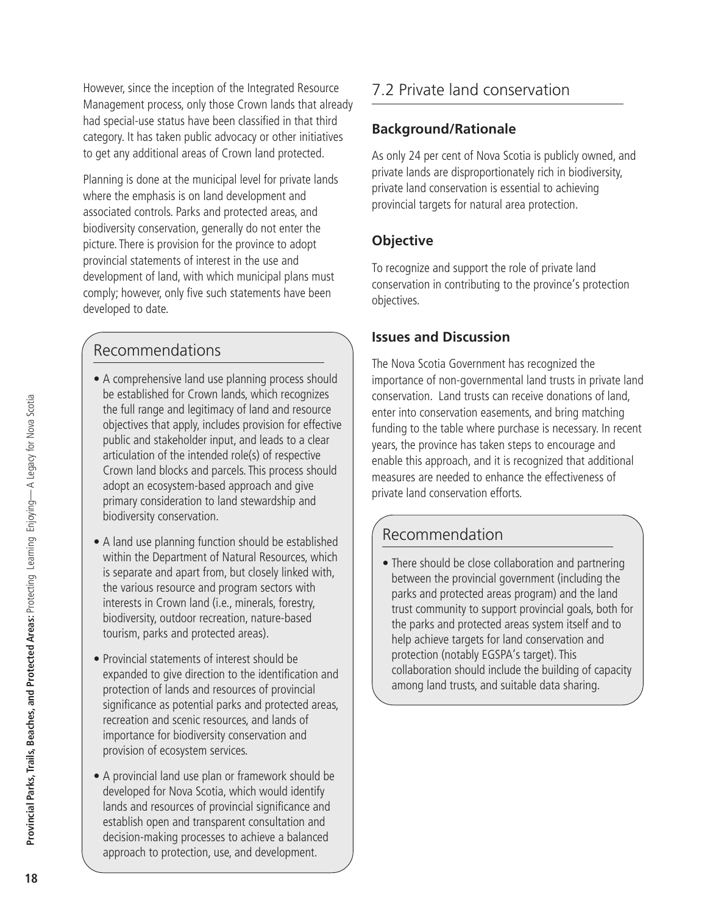However, since the inception of the Integrated Resource Management process, only those Crown lands that already had special-use status have been classified in that third category. It has taken public advocacy or other initiatives to get any additional areas of Crown land protected.

Planning is done at the municipal level for private lands where the emphasis is on land development and associated controls. Parks and protected areas, and biodiversity conservation, generally do not enter the picture. There is provision for the province to adopt provincial statements of interest in the use and development of land, with which municipal plans must comply; however, only five such statements have been developed to date.

## Recommendations

- A comprehensive land use planning process should be established for Crown lands, which recognizes the full range and legitimacy of land and resource objectives that apply, includes provision for effective public and stakeholder input, and leads to a clear articulation of the intended role(s) of respective Crown land blocks and parcels. This process should adopt an ecosystem-based approach and give primary consideration to land stewardship and biodiversity conservation.
- A land use planning function should be established within the Department of Natural Resources, which is separate and apart from, but closely linked with, the various resource and program sectors with interests in Crown land (i.e., minerals, forestry, biodiversity, outdoor recreation, nature-based tourism, parks and protected areas).
- Provincial statements of interest should be expanded to give direction to the identification and protection of lands and resources of provincial significance as potential parks and protected areas, recreation and scenic resources, and lands of importance for biodiversity conservation and provision of ecosystem services.
- A provincial land use plan or framework should be developed for Nova Scotia, which would identify lands and resources of provincial significance and establish open and transparent consultation and decision-making processes to achieve a balanced approach to protection, use, and development.

## 7.2 Private land conservation

### Background/Rationale

As only 24 per cent of Nova Scotia is publicly owned, and private lands are disproportionately rich in biodiversity, private land conservation is essential to achieving provincial targets for natural area protection.

### Objective

To recognize and support the role of private land conservation in contributing to the province's protection objectives.

### Issues and Discussion

The Nova Scotia Government has recognized the importance of non-governmental land trusts in private land conservation. Land trusts can receive donations of land, enter into conservation easements, and bring matching funding to the table where purchase is necessary. In recent years, the province has taken steps to encourage and enable this approach, and it is recognized that additional measures are needed to enhance the effectiveness of private land conservation efforts.

## Recommendation

- There should be close collaboration and partnering between the provincial government (including the parks and protected areas program) and the land trust community to support provincial goals, both for the parks and protected areas system itself and to help achieve targets for land conservation and protection (notably EGSPA's target). This collaboration should include the building of capacity among land trusts, and suitable data sharing.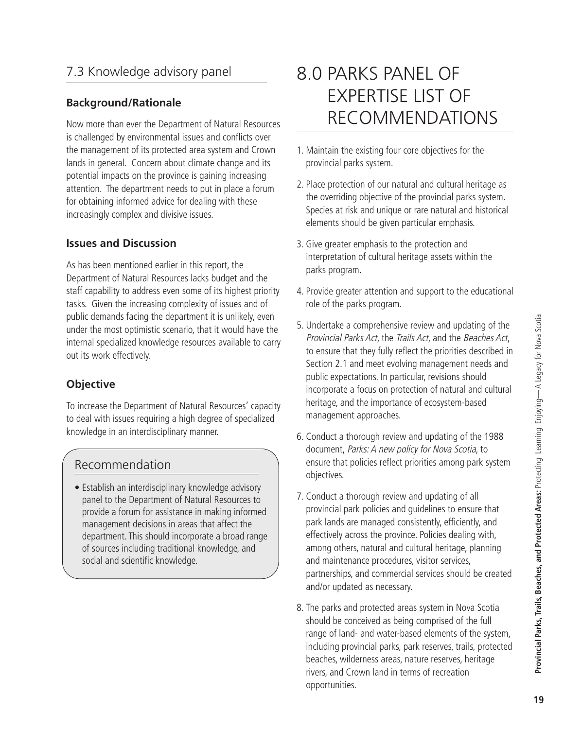## 7.3 Knowledge advisory panel

### Background/Rationale

Now more than ever the Department of Natural Resources is challenged by environmental issues and conflicts over the management of its protected area system and Crown lands in general. Concern about climate change and its potential impacts on the province is gaining increasing attention. The department needs to put in place a forum for obtaining informed advice for dealing with these increasingly complex and divisive issues.

### Issues and Discussion

As has been mentioned earlier in this report, the Department of Natural Resources lacks budget and the staff capability to address even some of its highest priority tasks. Given the increasing complexity of issues and of public demands facing the department it is unlikely, even under the most optimistic scenario, that it would have the internal specialized knowledge resources available to carry out its work effectively.

### Objective

To increase the Department of Natural Resources' capacity to deal with issues requiring a high degree of specialized knowledge in an interdisciplinary manner.

### Recommendation

- Establish an interdisciplinary knowledge advisory panel to the Department of Natural Resources to provide a forum for assistance in making informed management decisions in areas that affect the department. This should incorporate a broad range of sources including traditional knowledge, and social and scientific knowledge.

# 8.0 PARKS PANEL OF EXPERTISE LIST OF RECOMMENDATIONS

1. Maintain the existing four core objectives for the provincial parks system.
2. Place protection of our natural and cultural heritage as the overriding objective of the provincial parks system. Species at risk and unique or rare natural and historical elements should be given particular emphasis.
3. Give greater emphasis to the protection and interpretation of cultural heritage assets within the parks program.
4. Provide greater attention and support to the educational role of the parks program.
5. Undertake a comprehensive review and updating of the *Provincial Parks Act*, the *Trails Act*, and the *Beaches Act*, to ensure that they fully reflect the priorities described in Section 2.1 and meet evolving management needs and public expectations. In particular, revisions should incorporate a focus on protection of natural and cultural heritage, and the importance of ecosystem-based management approaches.
6. Conduct a thorough review and updating of the 1988 document, *Parks: A new policy for Nova Scotia*, to ensure that policies reflect priorities among park system objectives.
7. Conduct a thorough review and updating of all provincial park policies and guidelines to ensure that park lands are managed consistently, efficiently, and effectively across the province. Policies dealing with, among others, natural and cultural heritage, planning and maintenance procedures, visitor services, partnerships, and commercial services should be created and/or updated as necessary.
8. The parks and protected areas system in Nova Scotia should be conceived as being comprised of the full range of land- and water-based elements of the system, including provincial parks, park reserves, trails, protected beaches, wilderness areas, nature reserves, heritage rivers, and Crown land in terms of recreation opportunities.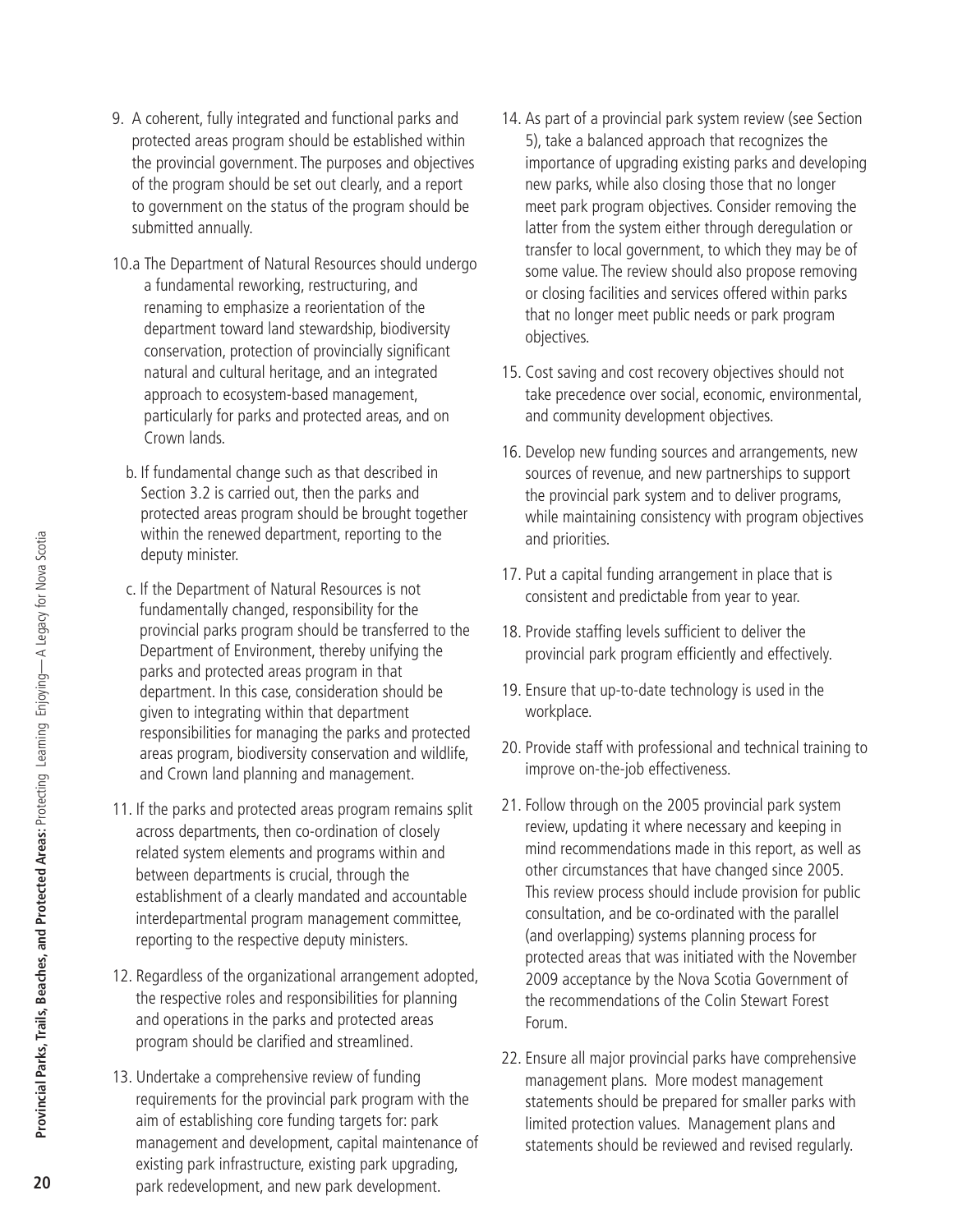9. A coherent, fully integrated and functional parks and protected areas program should be established within the provincial government. The purposes and objectives of the program should be set out clearly, and a report to government on the status of the program should be submitted annually.

10.a The Department of Natural Resources should undergo a fundamental reworking, restructuring, and renaming to emphasize a reorientation of the department toward land stewardship, biodiversity conservation, protection of provincially significant natural and cultural heritage, and an integrated approach to ecosystem-based management, particularly for parks and protected areas, and on Crown lands.

b. If fundamental change such as that described in Section 3.2 is carried out, then the parks and protected areas program should be brought together within the renewed department, reporting to the deputy minister.

c. If the Department of Natural Resources is not fundamentally changed, responsibility for the provincial parks program should be transferred to the Department of Environment, thereby unifying the parks and protected areas program in that department. In this case, consideration should be given to integrating within that department responsibilities for managing the parks and protected areas program, biodiversity conservation and wildlife, and Crown land planning and management.

11. If the parks and protected areas program remains split across departments, then co-ordination of closely related system elements and programs within and between departments is crucial, through the establishment of a clearly mandated and accountable interdepartmental program management committee, reporting to the respective deputy ministers.

12. Regardless of the organizational arrangement adopted, the respective roles and responsibilities for planning and operations in the parks and protected areas program should be clarified and streamlined.

13. Undertake a comprehensive review of funding requirements for the provincial park program with the aim of establishing core funding targets for: park management and development, capital maintenance of existing park infrastructure, existing park upgrading, park redevelopment, and new park development.

14. As part of a provincial park system review (see Section 5), take a balanced approach that recognizes the importance of upgrading existing parks and developing new parks, while also closing those that no longer meet park program objectives. Consider removing the latter from the system either through deregulation or transfer to local government, to which they may be of some value. The review should also propose removing or closing facilities and services offered within parks that no longer meet public needs or park program objectives.

15. Cost saving and cost recovery objectives should not take precedence over social, economic, environmental, and community development objectives.

16. Develop new funding sources and arrangements, new sources of revenue, and new partnerships to support the provincial park system and to deliver programs, while maintaining consistency with program objectives and priorities.

17. Put a capital funding arrangement in place that is consistent and predictable from year to year.

18. Provide staffing levels sufficient to deliver the provincial park program efficiently and effectively.

19. Ensure that up-to-date technology is used in the workplace.

20. Provide staff with professional and technical training to improve on-the-job effectiveness.

21. Follow through on the 2005 provincial park system review, updating it where necessary and keeping in mind recommendations made in this report, as well as other circumstances that have changed since 2005. This review process should include provision for public consultation, and be co-ordinated with the parallel (and overlapping) systems planning process for protected areas that was initiated with the November 2009 acceptance by the Nova Scotia Government of the recommendations of the Colin Stewart Forest Forum.

22. Ensure all major provincial parks have comprehensive management plans. More modest management statements should be prepared for smaller parks with limited protection values. Management plans and statements should be reviewed and revised regularly.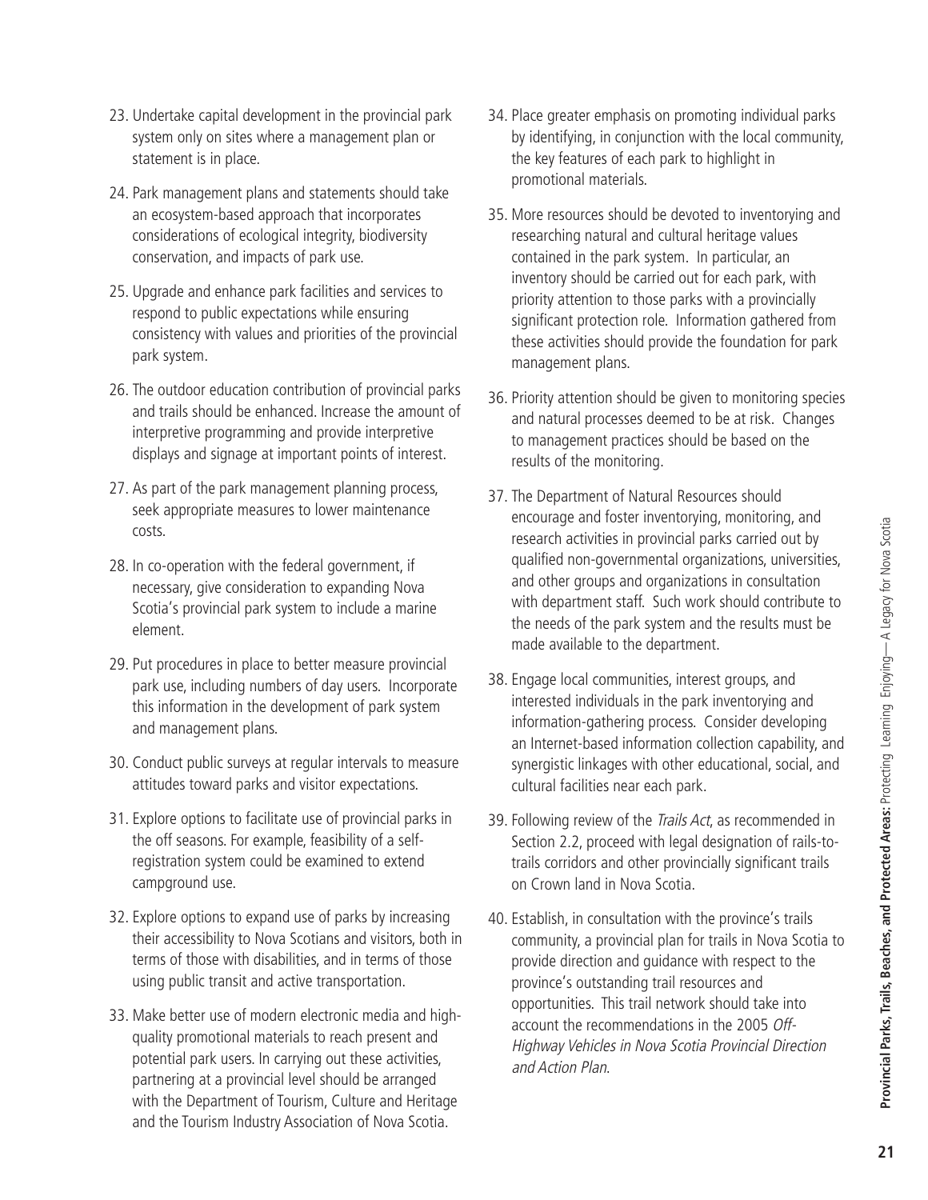23. Undertake capital development in the provincial park system only on sites where a management plan or statement is in place.

24. Park management plans and statements should take an ecosystem-based approach that incorporates considerations of ecological integrity, biodiversity conservation, and impacts of park use.

25. Upgrade and enhance park facilities and services to respond to public expectations while ensuring consistency with values and priorities of the provincial park system.

26. The outdoor education contribution of provincial parks and trails should be enhanced. Increase the amount of interpretive programming and provide interpretive displays and signage at important points of interest.

27. As part of the park management planning process, seek appropriate measures to lower maintenance costs.

28. In co-operation with the federal government, if necessary, give consideration to expanding Nova Scotia's provincial park system to include a marine element.

29. Put procedures in place to better measure provincial park use, including numbers of day users. Incorporate this information in the development of park system and management plans.

30. Conduct public surveys at regular intervals to measure attitudes toward parks and visitor expectations.

31. Explore options to facilitate use of provincial parks in the off seasons. For example, feasibility of a self-registration system could be examined to extend campground use.

32. Explore options to expand use of parks by increasing their accessibility to Nova Scotians and visitors, both in terms of those with disabilities, and in terms of those using public transit and active transportation.

33. Make better use of modern electronic media and high-quality promotional materials to reach present and potential park users. In carrying out these activities, partnering at a provincial level should be arranged with the Department of Tourism, Culture and Heritage and the Tourism Industry Association of Nova Scotia.

34. Place greater emphasis on promoting individual parks by identifying, in conjunction with the local community, the key features of each park to highlight in promotional materials.

35. More resources should be devoted to inventorying and researching natural and cultural heritage values contained in the park system. In particular, an inventory should be carried out for each park, with priority attention to those parks with a provincially significant protection role. Information gathered from these activities should provide the foundation for park management plans.

36. Priority attention should be given to monitoring species and natural processes deemed to be at risk. Changes to management practices should be based on the results of the monitoring.

37. The Department of Natural Resources should encourage and foster inventorying, monitoring, and research activities in provincial parks carried out by qualified non-governmental organizations, universities, and other groups and organizations in consultation with department staff. Such work should contribute to the needs of the park system and the results must be made available to the department.

38. Engage local communities, interest groups, and interested individuals in the park inventorying and information-gathering process. Consider developing an Internet-based information collection capability, and synergistic linkages with other educational, social, and cultural facilities near each park.

39. Following review of the *Trails Act*, as recommended in Section 2.2, proceed with legal designation of rails-to-trails corridors and other provincially significant trails on Crown land in Nova Scotia.

40. Establish, in consultation with the province's trails community, a provincial plan for trails in Nova Scotia to provide direction and guidance with respect to the province's outstanding trail resources and opportunities. This trail network should take into account the recommendations in the 2005 *Off-Highway Vehicles in Nova Scotia Provincial Direction and Action Plan*.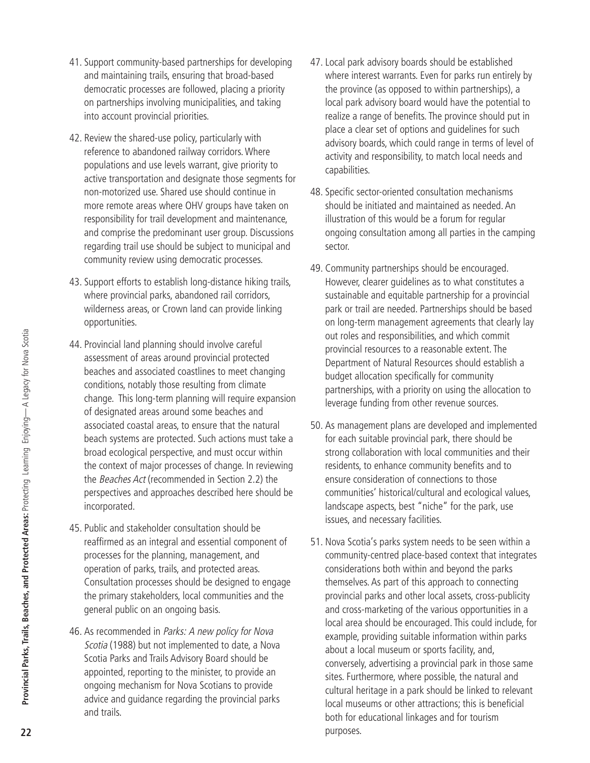41. Support community-based partnerships for developing and maintaining trails, ensuring that broad-based democratic processes are followed, placing a priority on partnerships involving municipalities, and taking into account provincial priorities.

42. Review the shared-use policy, particularly with reference to abandoned railway corridors. Where populations and use levels warrant, give priority to active transportation and designate those segments for non-motorized use. Shared use should continue in more remote areas where OHV groups have taken on responsibility for trail development and maintenance, and comprise the predominant user group. Discussions regarding trail use should be subject to municipal and community review using democratic processes.

43. Support efforts to establish long-distance hiking trails, where provincial parks, abandoned rail corridors, wilderness areas, or Crown land can provide linking opportunities.

44. Provincial land planning should involve careful assessment of areas around provincial protected beaches and associated coastlines to meet changing conditions, notably those resulting from climate change. This long-term planning will require expansion of designated areas around some beaches and associated coastal areas, to ensure that the natural beach systems are protected. Such actions must take a broad ecological perspective, and must occur within the context of major processes of change. In reviewing the *Beaches Act* (recommended in Section 2.2) the perspectives and approaches described here should be incorporated.

45. Public and stakeholder consultation should be reaffirmed as an integral and essential component of processes for the planning, management, and operation of parks, trails, and protected areas. Consultation processes should be designed to engage the primary stakeholders, local communities and the general public on an ongoing basis.

46. As recommended in *Parks: A new policy for Nova Scotia* (1988) but not implemented to date, a Nova Scotia Parks and Trails Advisory Board should be appointed, reporting to the minister, to provide an ongoing mechanism for Nova Scotians to provide advice and guidance regarding the provincial parks and trails.

47. Local park advisory boards should be established where interest warrants. Even for parks run entirely by the province (as opposed to within partnerships), a local park advisory board would have the potential to realize a range of benefits. The province should put in place a clear set of options and guidelines for such advisory boards, which could range in terms of level of activity and responsibility, to match local needs and capabilities.

48. Specific sector-oriented consultation mechanisms should be initiated and maintained as needed. An illustration of this would be a forum for regular ongoing consultation among all parties in the camping sector.

49. Community partnerships should be encouraged. However, clearer guidelines as to what constitutes a sustainable and equitable partnership for a provincial park or trail are needed. Partnerships should be based on long-term management agreements that clearly lay out roles and responsibilities, and which commit provincial resources to a reasonable extent. The Department of Natural Resources should establish a budget allocation specifically for community partnerships, with a priority on using the allocation to leverage funding from other revenue sources.

50. As management plans are developed and implemented for each suitable provincial park, there should be strong collaboration with local communities and their residents, to enhance community benefits and to ensure consideration of connections to those communities' historical/cultural and ecological values, landscape aspects, best "niche" for the park, use issues, and necessary facilities.

51. Nova Scotia's parks system needs to be seen within a community-centred place-based context that integrates considerations both within and beyond the parks themselves. As part of this approach to connecting provincial parks and other local assets, cross-publicity and cross-marketing of the various opportunities in a local area should be encouraged. This could include, for example, providing suitable information within parks about a local museum or sports facility, and, conversely, advertising a provincial park in those same sites. Furthermore, where possible, the natural and cultural heritage in a park should be linked to relevant local museums or other attractions; this is beneficial both for educational linkages and for tourism purposes.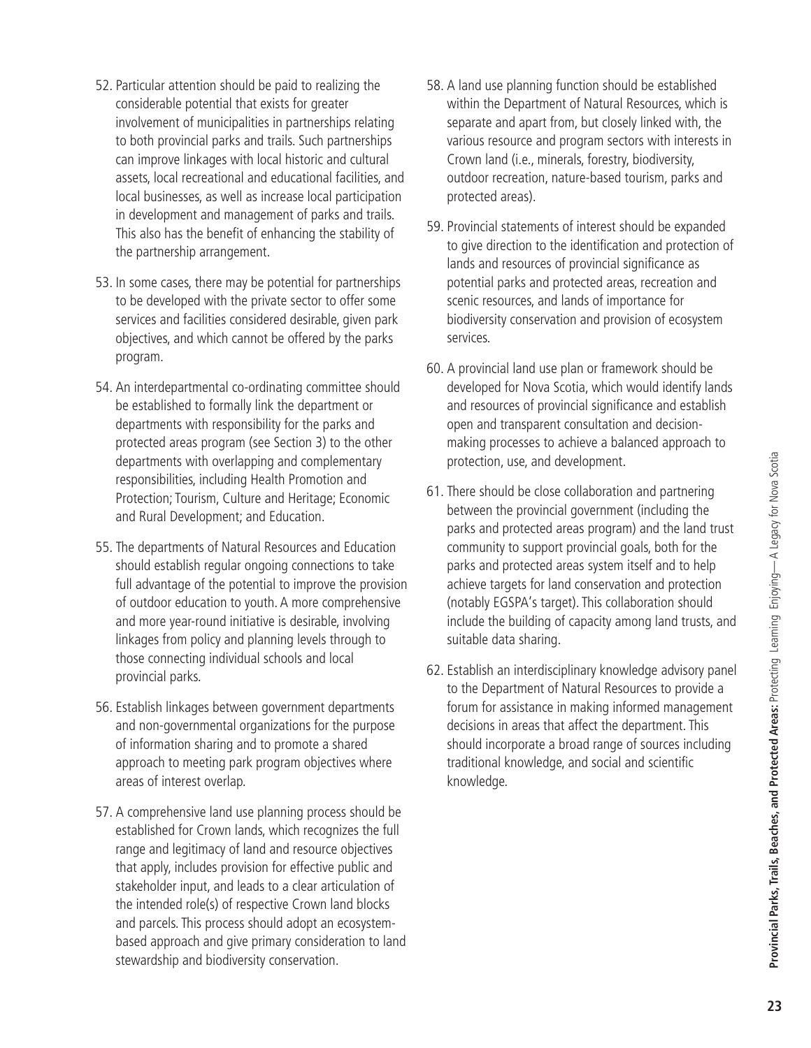52. Particular attention should be paid to realizing the considerable potential that exists for greater involvement of municipalities in partnerships relating to both provincial parks and trails. Such partnerships can improve linkages with local historic and cultural assets, local recreational and educational facilities, and local businesses, as well as increase local participation in development and management of parks and trails. This also has the benefit of enhancing the stability of the partnership arrangement.

53. In some cases, there may be potential for partnerships to be developed with the private sector to offer some services and facilities considered desirable, given park objectives, and which cannot be offered by the parks program.

54. An interdepartmental co-ordinating committee should be established to formally link the department or departments with responsibility for the parks and protected areas program (see Section 3) to the other departments with overlapping and complementary responsibilities, including Health Promotion and Protection; Tourism, Culture and Heritage; Economic and Rural Development; and Education.

55. The departments of Natural Resources and Education should establish regular ongoing connections to take full advantage of the potential to improve the provision of outdoor education to youth. A more comprehensive and more year-round initiative is desirable, involving linkages from policy and planning levels through to those connecting individual schools and local provincial parks.

56. Establish linkages between government departments and non-governmental organizations for the purpose of information sharing and to promote a shared approach to meeting park program objectives where areas of interest overlap.

57. A comprehensive land use planning process should be established for Crown lands, which recognizes the full range and legitimacy of land and resource objectives that apply, includes provision for effective public and stakeholder input, and leads to a clear articulation of the intended role(s) of respective Crown land blocks and parcels. This process should adopt an ecosystem-based approach and give primary consideration to land stewardship and biodiversity conservation.

58. A land use planning function should be established within the Department of Natural Resources, which is separate and apart from, but closely linked with, the various resource and program sectors with interests in Crown land (i.e., minerals, forestry, biodiversity, outdoor recreation, nature-based tourism, parks and protected areas).

59. Provincial statements of interest should be expanded to give direction to the identification and protection of lands and resources of provincial significance as potential parks and protected areas, recreation and scenic resources, and lands of importance for biodiversity conservation and provision of ecosystem services.

60. A provincial land use plan or framework should be developed for Nova Scotia, which would identify lands and resources of provincial significance and establish open and transparent consultation and decision-making processes to achieve a balanced approach to protection, use, and development.

61. There should be close collaboration and partnering between the provincial government (including the parks and protected areas program) and the land trust community to support provincial goals, both for the parks and protected areas system itself and to help achieve targets for land conservation and protection (notably EGSPA's target). This collaboration should include the building of capacity among land trusts, and suitable data sharing.

62. Establish an interdisciplinary knowledge advisory panel to the Department of Natural Resources to provide a forum for assistance in making informed management decisions in areas that affect the department. This should incorporate a broad range of sources including traditional knowledge, and social and scientific knowledge.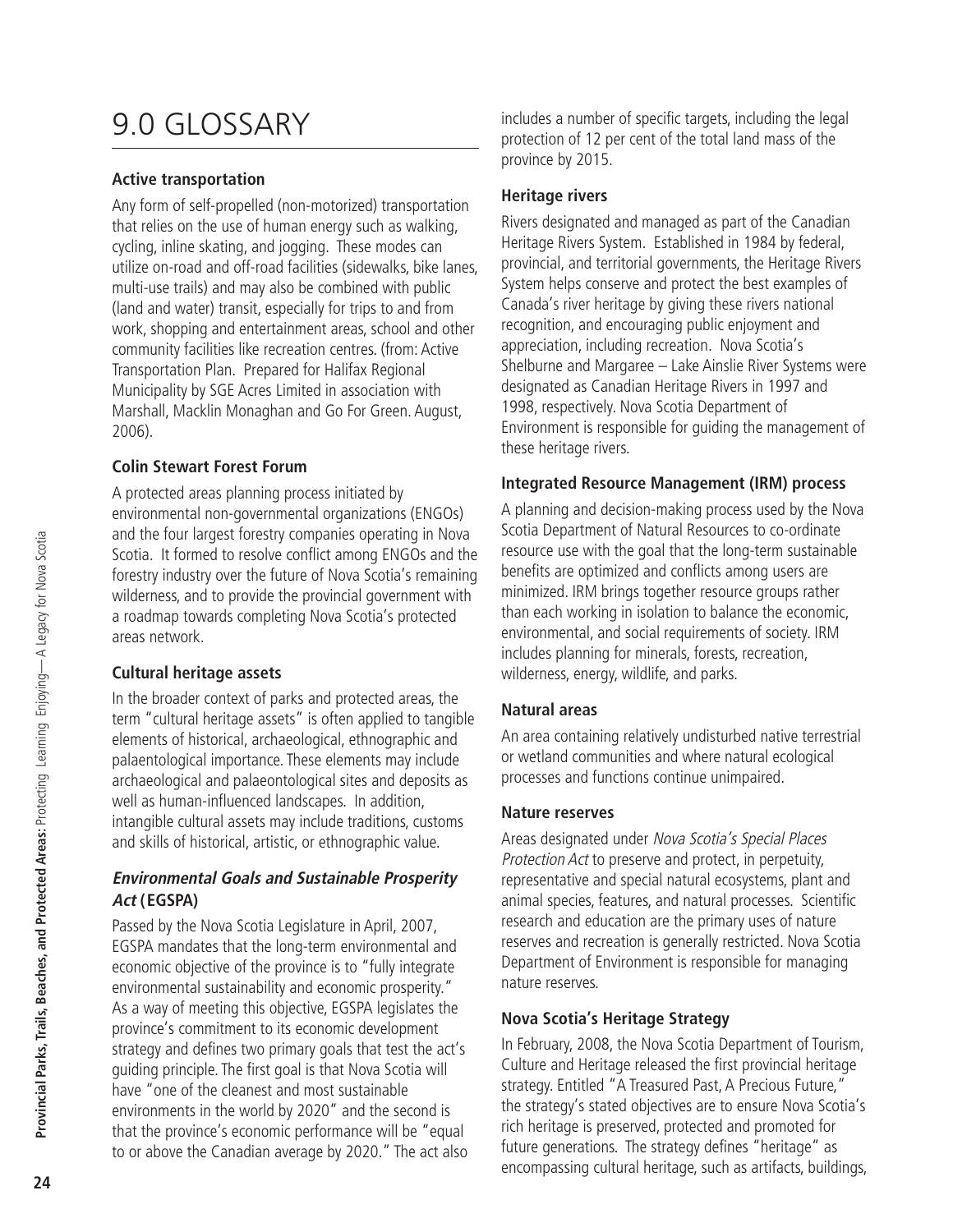# 9.0 GLOSSARY

**Active transportation**

Any form of self-propelled (non-motorized) transportation that relies on the use of human energy such as walking, cycling, inline skating, and jogging. These modes can utilize on-road and off-road facilities (sidewalks, bike lanes, multi-use trails) and may also be combined with public (land and water) transit, especially for trips to and from work, shopping and entertainment areas, school and other community facilities like recreation centres. (from: Active Transportation Plan. Prepared for Halifax Regional Municipality by SGE Acres Limited in association with Marshall, Macklin Monaghan and Go For Green. August, 2006).

**Colin Stewart Forest Forum**

A protected areas planning process initiated by environmental non-governmental organizations (ENGOs) and the four largest forestry companies operating in Nova Scotia. It formed to resolve conflict among ENGOs and the forestry industry over the future of Nova Scotia's remaining wilderness, and to provide the provincial government with a roadmap towards completing Nova Scotia's protected areas network.

**Cultural heritage assets**

In the broader context of parks and protected areas, the term "cultural heritage assets" is often applied to tangible elements of historical, archaeological, ethnographic and palaentological importance. These elements may include archaeological and palaeontological sites and deposits as well as human-influenced landscapes. In addition, intangible cultural assets may include traditions, customs and skills of historical, artistic, or ethnographic value.

***Environmental Goals and Sustainable Prosperity Act* (EGSPA)**

Passed by the Nova Scotia Legislature in April, 2007, EGSPA mandates that the long-term environmental and economic objective of the province is to "fully integrate environmental sustainability and economic prosperity." As a way of meeting this objective, EGSPA legislates the province's commitment to its economic development strategy and defines two primary goals that test the act's guiding principle. The first goal is that Nova Scotia will have "one of the cleanest and most sustainable environments in the world by 2020" and the second is that the province's economic performance will be "equal to or above the Canadian average by 2020." The act also includes a number of specific targets, including the legal protection of 12 per cent of the total land mass of the province by 2015.

**Heritage rivers**

Rivers designated and managed as part of the Canadian Heritage Rivers System. Established in 1984 by federal, provincial, and territorial governments, the Heritage Rivers System helps conserve and protect the best examples of Canada's river heritage by giving these rivers national recognition, and encouraging public enjoyment and appreciation, including recreation. Nova Scotia's Shelburne and Margaree – Lake Ainslie River Systems were designated as Canadian Heritage Rivers in 1997 and 1998, respectively. Nova Scotia Department of Environment is responsible for guiding the management of these heritage rivers.

**Integrated Resource Management (IRM) process**

A planning and decision-making process used by the Nova Scotia Department of Natural Resources to co-ordinate resource use with the goal that the long-term sustainable benefits are optimized and conflicts among users are minimized. IRM brings together resource groups rather than each working in isolation to balance the economic, environmental, and social requirements of society. IRM includes planning for minerals, forests, recreation, wilderness, energy, wildlife, and parks.

**Natural areas**

An area containing relatively undisturbed native terrestrial or wetland communities and where natural ecological processes and functions continue unimpaired.

**Nature reserves**

Areas designated under *Nova Scotia's Special Places Protection Act* to preserve and protect, in perpetuity, representative and special natural ecosystems, plant and animal species, features, and natural processes. Scientific research and education are the primary uses of nature reserves and recreation is generally restricted. Nova Scotia Department of Environment is responsible for managing nature reserves.

**Nova Scotia's Heritage Strategy**

In February, 2008, the Nova Scotia Department of Tourism, Culture and Heritage released the first provincial heritage strategy. Entitled "A Treasured Past, A Precious Future," the strategy's stated objectives are to ensure Nova Scotia's rich heritage is preserved, protected and promoted for future generations. The strategy defines "heritage" as encompassing cultural heritage, such as artifacts, buildings,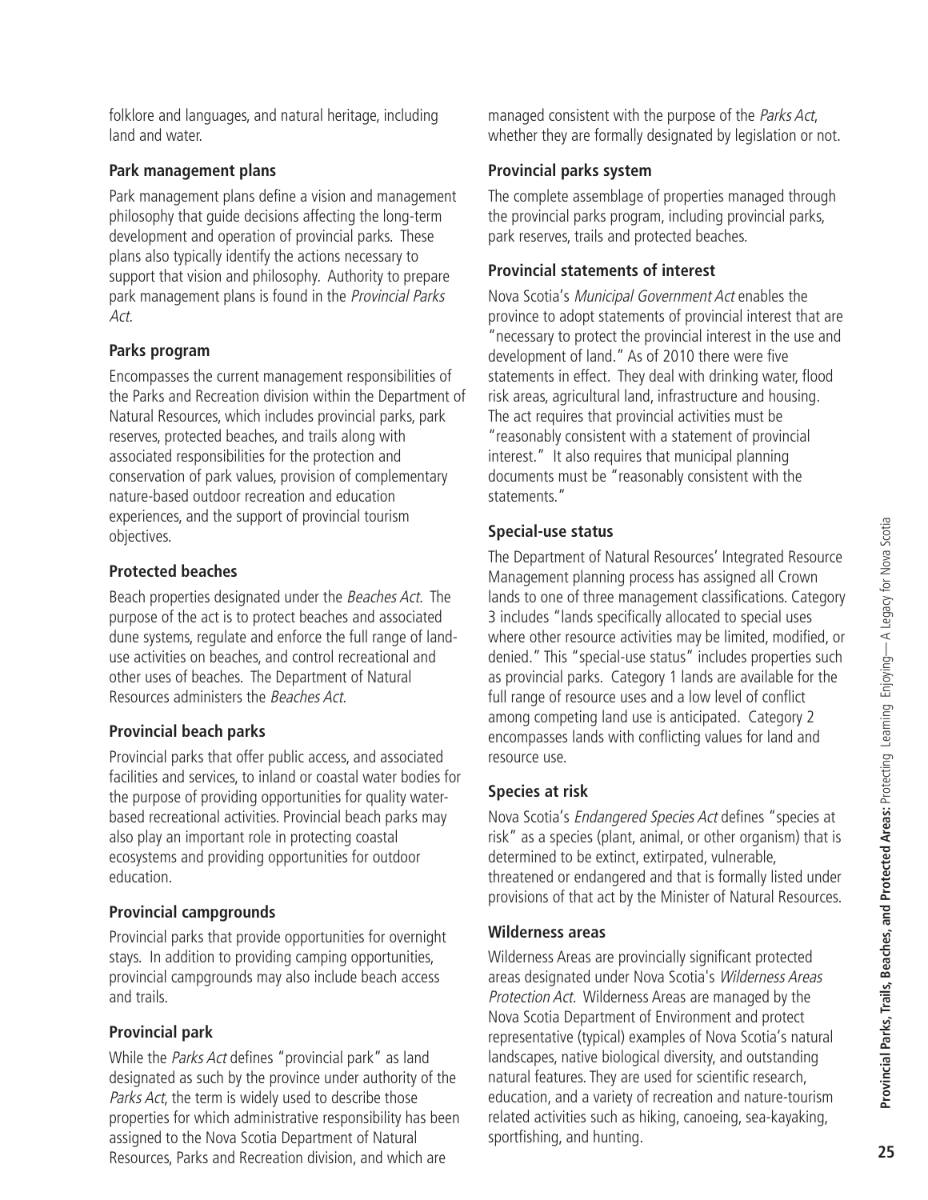folklore and languages, and natural heritage, including land and water.

**Park management plans**

Park management plans define a vision and management philosophy that guide decisions affecting the long-term development and operation of provincial parks. These plans also typically identify the actions necessary to support that vision and philosophy. Authority to prepare park management plans is found in the *Provincial Parks Act*.

**Parks program**

Encompasses the current management responsibilities of the Parks and Recreation division within the Department of Natural Resources, which includes provincial parks, park reserves, protected beaches, and trails along with associated responsibilities for the protection and conservation of park values, provision of complementary nature-based outdoor recreation and education experiences, and the support of provincial tourism objectives.

**Protected beaches**

Beach properties designated under the *Beaches Act*. The purpose of the act is to protect beaches and associated dune systems, regulate and enforce the full range of land-use activities on beaches, and control recreational and other uses of beaches. The Department of Natural Resources administers the *Beaches Act*.

**Provincial beach parks**

Provincial parks that offer public access, and associated facilities and services, to inland or coastal water bodies for the purpose of providing opportunities for quality water-based recreational activities. Provincial beach parks may also play an important role in protecting coastal ecosystems and providing opportunities for outdoor education.

**Provincial campgrounds**

Provincial parks that provide opportunities for overnight stays. In addition to providing camping opportunities, provincial campgrounds may also include beach access and trails.

**Provincial park**

While the *Parks Act* defines "provincial park" as land designated as such by the province under authority of the *Parks Act*, the term is widely used to describe those properties for which administrative responsibility has been assigned to the Nova Scotia Department of Natural Resources, Parks and Recreation division, and which are managed consistent with the purpose of the *Parks Act*, whether they are formally designated by legislation or not.

**Provincial parks system**

The complete assemblage of properties managed through the provincial parks program, including provincial parks, park reserves, trails and protected beaches.

**Provincial statements of interest**

Nova Scotia's *Municipal Government Act* enables the province to adopt statements of provincial interest that are "necessary to protect the provincial interest in the use and development of land." As of 2010 there were five statements in effect. They deal with drinking water, flood risk areas, agricultural land, infrastructure and housing. The act requires that provincial activities must be "reasonably consistent with a statement of provincial interest." It also requires that municipal planning documents must be "reasonably consistent with the statements."

**Special-use status**

The Department of Natural Resources' Integrated Resource Management planning process has assigned all Crown lands to one of three management classifications. Category 3 includes "lands specifically allocated to special uses where other resource activities may be limited, modified, or denied." This "special-use status" includes properties such as provincial parks. Category 1 lands are available for the full range of resource uses and a low level of conflict among competing land use is anticipated. Category 2 encompasses lands with conflicting values for land and resource use.

**Species at risk**

Nova Scotia's *Endangered Species Act* defines "species at risk" as a species (plant, animal, or other organism) that is determined to be extinct, extirpated, vulnerable, threatened or endangered and that is formally listed under provisions of that act by the Minister of Natural Resources.

**Wilderness areas**

Wilderness Areas are provincially significant protected areas designated under Nova Scotia's *Wilderness Areas Protection Act*. Wilderness Areas are managed by the Nova Scotia Department of Environment and protect representative (typical) examples of Nova Scotia's natural landscapes, native biological diversity, and outstanding natural features. They are used for scientific research, education, and a variety of recreation and nature-tourism related activities such as hiking, canoeing, sea-kayaking, sportfishing, and hunting.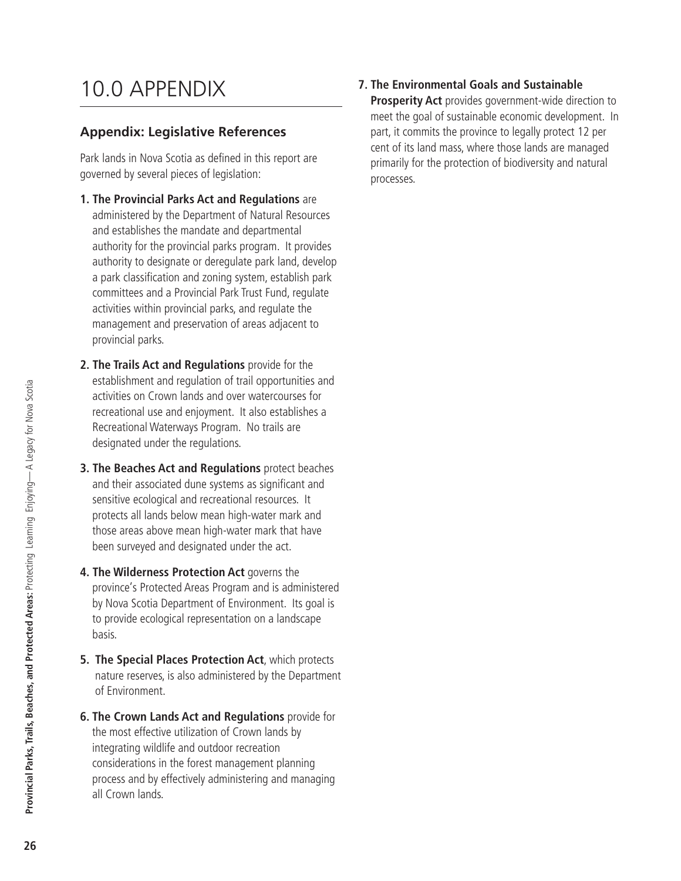# 10.0 APPENDIX

## Appendix: Legislative References

Park lands in Nova Scotia as defined in this report are governed by several pieces of legislation:

1. **The Provincial Parks Act and Regulations** are administered by the Department of Natural Resources and establishes the mandate and departmental authority for the provincial parks program. It provides authority to designate or deregulate park land, develop a park classification and zoning system, establish park committees and a Provincial Park Trust Fund, regulate activities within provincial parks, and regulate the management and preservation of areas adjacent to provincial parks.

2. **The Trails Act and Regulations** provide for the establishment and regulation of trail opportunities and activities on Crown lands and over watercourses for recreational use and enjoyment. It also establishes a Recreational Waterways Program. No trails are designated under the regulations.

3. **The Beaches Act and Regulations** protect beaches and their associated dune systems as significant and sensitive ecological and recreational resources. It protects all lands below mean high-water mark and those areas above mean high-water mark that have been surveyed and designated under the act.

4. **The Wilderness Protection Act** governs the province's Protected Areas Program and is administered by Nova Scotia Department of Environment. Its goal is to provide ecological representation on a landscape basis.

5. **The Special Places Protection Act**, which protects nature reserves, is also administered by the Department of Environment.

6. **The Crown Lands Act and Regulations** provide for the most effective utilization of Crown lands by integrating wildlife and outdoor recreation considerations in the forest management planning process and by effectively administering and managing all Crown lands.

7. **The Environmental Goals and Sustainable Prosperity Act** provides government-wide direction to meet the goal of sustainable economic development. In part, it commits the province to legally protect 12 per cent of its land mass, where those lands are managed primarily for the protection of biodiversity and natural processes.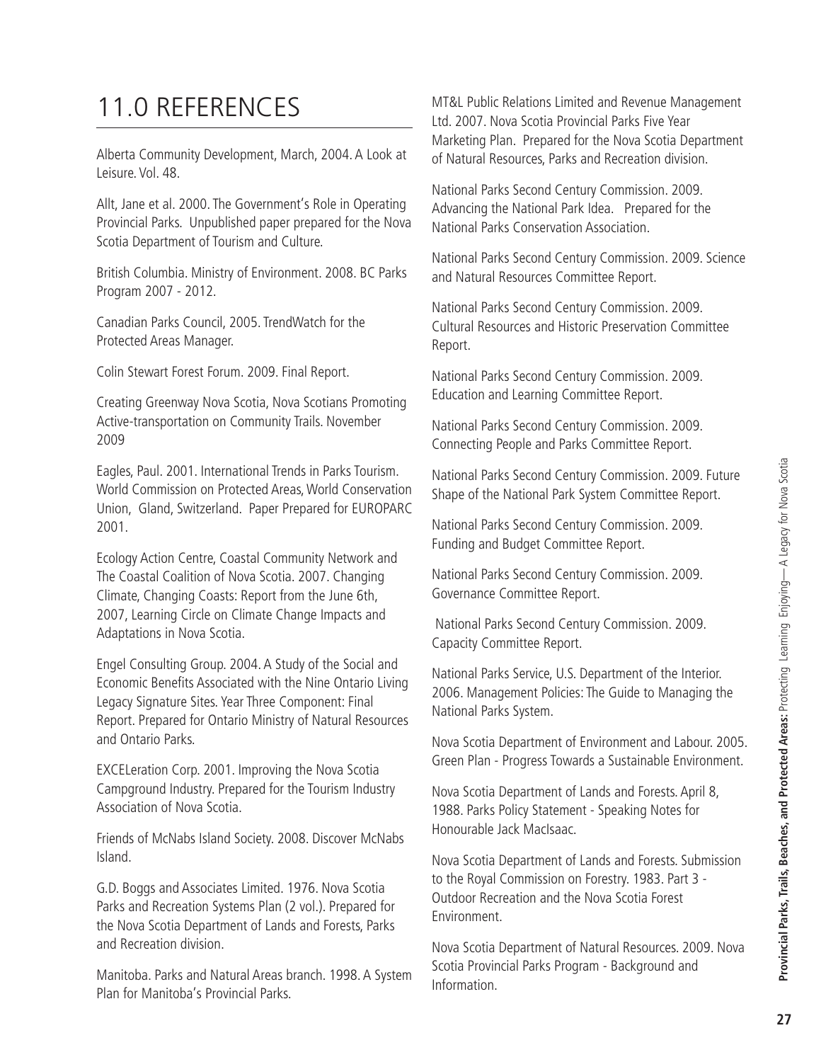# 11.0 REFERENCES

Alberta Community Development, March, 2004. A Look at Leisure. Vol. 48.

Allt, Jane et al. 2000. The Government's Role in Operating Provincial Parks. Unpublished paper prepared for the Nova Scotia Department of Tourism and Culture.

British Columbia. Ministry of Environment. 2008. BC Parks Program 2007 - 2012.

Canadian Parks Council, 2005. TrendWatch for the Protected Areas Manager.

Colin Stewart Forest Forum. 2009. Final Report.

Creating Greenway Nova Scotia, Nova Scotians Promoting Active-transportation on Community Trails. November 2009

Eagles, Paul. 2001. International Trends in Parks Tourism. World Commission on Protected Areas, World Conservation Union, Gland, Switzerland. Paper Prepared for EUROPARC 2001.

Ecology Action Centre, Coastal Community Network and The Coastal Coalition of Nova Scotia. 2007. Changing Climate, Changing Coasts: Report from the June 6th, 2007, Learning Circle on Climate Change Impacts and Adaptations in Nova Scotia.

Engel Consulting Group. 2004. A Study of the Social and Economic Benefits Associated with the Nine Ontario Living Legacy Signature Sites. Year Three Component: Final Report. Prepared for Ontario Ministry of Natural Resources and Ontario Parks.

EXCELeration Corp. 2001. Improving the Nova Scotia Campground Industry. Prepared for the Tourism Industry Association of Nova Scotia.

Friends of McNabs Island Society. 2008. Discover McNabs Island.

G.D. Boggs and Associates Limited. 1976. Nova Scotia Parks and Recreation Systems Plan (2 vol.). Prepared for the Nova Scotia Department of Lands and Forests, Parks and Recreation division.

Manitoba. Parks and Natural Areas branch. 1998. A System Plan for Manitoba's Provincial Parks.

MT&L Public Relations Limited and Revenue Management Ltd. 2007. Nova Scotia Provincial Parks Five Year Marketing Plan. Prepared for the Nova Scotia Department of Natural Resources, Parks and Recreation division.

National Parks Second Century Commission. 2009. Advancing the National Park Idea. Prepared for the National Parks Conservation Association.

National Parks Second Century Commission. 2009. Science and Natural Resources Committee Report.

National Parks Second Century Commission. 2009. Cultural Resources and Historic Preservation Committee Report.

National Parks Second Century Commission. 2009. Education and Learning Committee Report.

National Parks Second Century Commission. 2009. Connecting People and Parks Committee Report.

National Parks Second Century Commission. 2009. Future Shape of the National Park System Committee Report.

National Parks Second Century Commission. 2009. Funding and Budget Committee Report.

National Parks Second Century Commission. 2009. Governance Committee Report.

National Parks Second Century Commission. 2009. Capacity Committee Report.

National Parks Service, U.S. Department of the Interior. 2006. Management Policies: The Guide to Managing the National Parks System.

Nova Scotia Department of Environment and Labour. 2005. Green Plan - Progress Towards a Sustainable Environment.

Nova Scotia Department of Lands and Forests. April 8, 1988. Parks Policy Statement - Speaking Notes for Honourable Jack MacIsaac.

Nova Scotia Department of Lands and Forests. Submission to the Royal Commission on Forestry. 1983. Part 3 - Outdoor Recreation and the Nova Scotia Forest Environment.

Nova Scotia Department of Natural Resources. 2009. Nova Scotia Provincial Parks Program - Background and Information.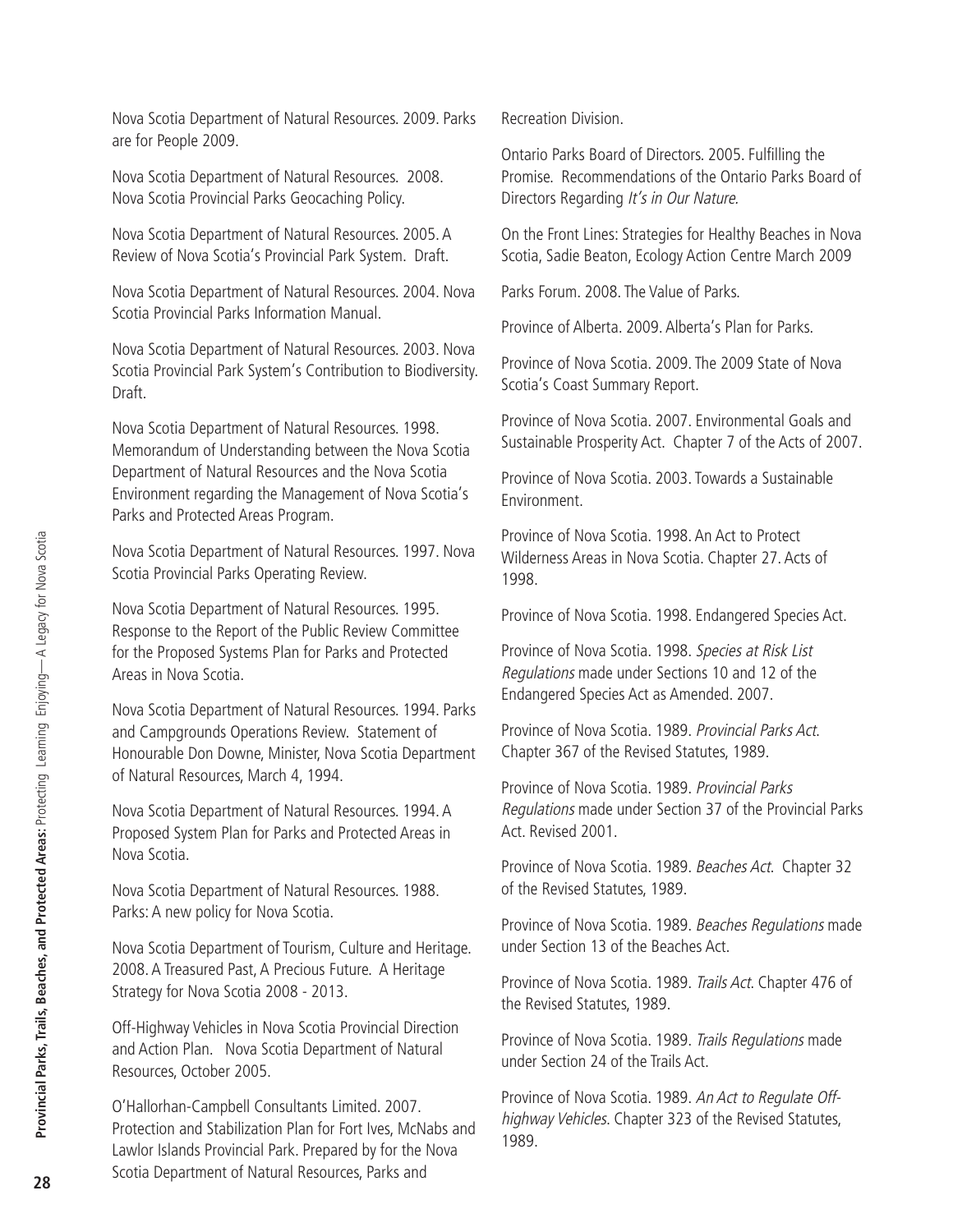Nova Scotia Department of Natural Resources. 2009. Parks are for People 2009.

Nova Scotia Department of Natural Resources. 2008. Nova Scotia Provincial Parks Geocaching Policy.

Nova Scotia Department of Natural Resources. 2005. A Review of Nova Scotia's Provincial Park System. Draft.

Nova Scotia Department of Natural Resources. 2004. Nova Scotia Provincial Parks Information Manual.

Nova Scotia Department of Natural Resources. 2003. Nova Scotia Provincial Park System's Contribution to Biodiversity. Draft.

Nova Scotia Department of Natural Resources. 1998. Memorandum of Understanding between the Nova Scotia Department of Natural Resources and the Nova Scotia Environment regarding the Management of Nova Scotia's Parks and Protected Areas Program.

Nova Scotia Department of Natural Resources. 1997. Nova Scotia Provincial Parks Operating Review.

Nova Scotia Department of Natural Resources. 1995. Response to the Report of the Public Review Committee for the Proposed Systems Plan for Parks and Protected Areas in Nova Scotia.

Nova Scotia Department of Natural Resources. 1994. Parks and Campgrounds Operations Review. Statement of Honourable Don Downe, Minister, Nova Scotia Department of Natural Resources, March 4, 1994.

Nova Scotia Department of Natural Resources. 1994. A Proposed System Plan for Parks and Protected Areas in Nova Scotia.

Nova Scotia Department of Natural Resources. 1988. Parks: A new policy for Nova Scotia.

Nova Scotia Department of Tourism, Culture and Heritage. 2008. A Treasured Past, A Precious Future. A Heritage Strategy for Nova Scotia 2008 - 2013.

Off-Highway Vehicles in Nova Scotia Provincial Direction and Action Plan. Nova Scotia Department of Natural Resources, October 2005.

O'Hallorhan-Campbell Consultants Limited. 2007. Protection and Stabilization Plan for Fort Ives, McNabs and Lawlor Islands Provincial Park. Prepared by for the Nova Scotia Department of Natural Resources, Parks and Recreation Division.

Ontario Parks Board of Directors. 2005. Fulfilling the Promise. Recommendations of the Ontario Parks Board of Directors Regarding *It's in Our Nature.*

On the Front Lines: Strategies for Healthy Beaches in Nova Scotia, Sadie Beaton, Ecology Action Centre March 2009

Parks Forum. 2008. The Value of Parks.

Province of Alberta. 2009. Alberta's Plan for Parks.

Province of Nova Scotia. 2009. The 2009 State of Nova Scotia's Coast Summary Report.

Province of Nova Scotia. 2007. Environmental Goals and Sustainable Prosperity Act. Chapter 7 of the Acts of 2007.

Province of Nova Scotia. 2003. Towards a Sustainable Environment.

Province of Nova Scotia. 1998. An Act to Protect Wilderness Areas in Nova Scotia. Chapter 27. Acts of 1998.

Province of Nova Scotia. 1998. Endangered Species Act.

Province of Nova Scotia. 1998. *Species at Risk List Regulations* made under Sections 10 and 12 of the Endangered Species Act as Amended. 2007.

Province of Nova Scotia. 1989. *Provincial Parks Act*. Chapter 367 of the Revised Statutes, 1989.

Province of Nova Scotia. 1989. *Provincial Parks Regulations* made under Section 37 of the Provincial Parks Act. Revised 2001.

Province of Nova Scotia. 1989. *Beaches Act*. Chapter 32 of the Revised Statutes, 1989.

Province of Nova Scotia. 1989. *Beaches Regulations* made under Section 13 of the Beaches Act.

Province of Nova Scotia. 1989. *Trails Act*. Chapter 476 of the Revised Statutes, 1989.

Province of Nova Scotia. 1989. *Trails Regulations* made under Section 24 of the Trails Act.

Province of Nova Scotia. 1989. *An Act to Regulate Off-highway Vehicles*. Chapter 323 of the Revised Statutes, 1989.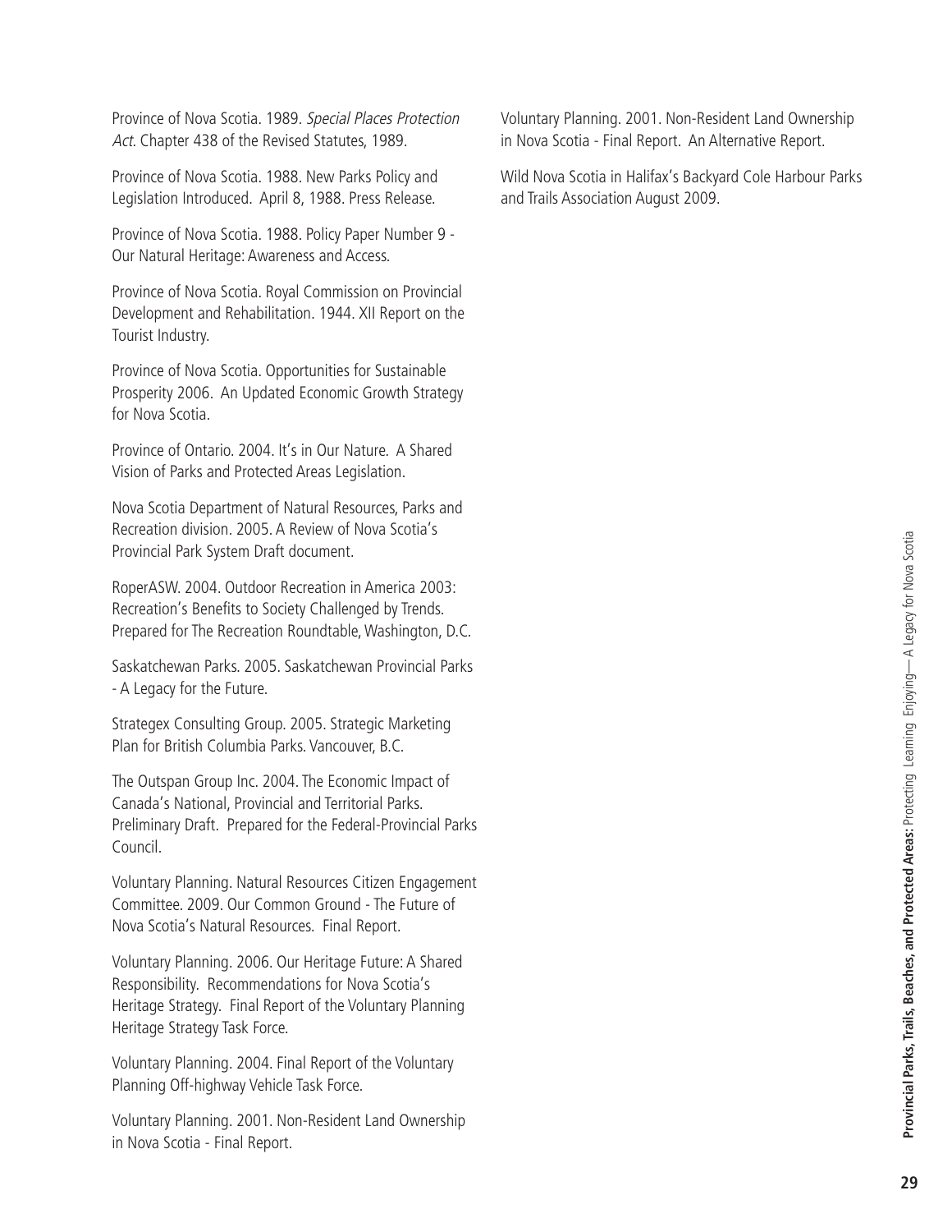Province of Nova Scotia. 1989. *Special Places Protection Act*. Chapter 438 of the Revised Statutes, 1989.

Province of Nova Scotia. 1988. New Parks Policy and Legislation Introduced. April 8, 1988. Press Release.

Province of Nova Scotia. 1988. Policy Paper Number 9 - Our Natural Heritage: Awareness and Access.

Province of Nova Scotia. Royal Commission on Provincial Development and Rehabilitation. 1944. XII Report on the Tourist Industry.

Province of Nova Scotia. Opportunities for Sustainable Prosperity 2006. An Updated Economic Growth Strategy for Nova Scotia.

Province of Ontario. 2004. It's in Our Nature. A Shared Vision of Parks and Protected Areas Legislation.

Nova Scotia Department of Natural Resources, Parks and Recreation division. 2005. A Review of Nova Scotia's Provincial Park System Draft document.

RoperASW. 2004. Outdoor Recreation in America 2003: Recreation's Benefits to Society Challenged by Trends. Prepared for The Recreation Roundtable, Washington, D.C.

Saskatchewan Parks. 2005. Saskatchewan Provincial Parks - A Legacy for the Future.

Strategex Consulting Group. 2005. Strategic Marketing Plan for British Columbia Parks. Vancouver, B.C.

The Outspan Group Inc. 2004. The Economic Impact of Canada's National, Provincial and Territorial Parks. Preliminary Draft. Prepared for the Federal-Provincial Parks Council.

Voluntary Planning. Natural Resources Citizen Engagement Committee. 2009. Our Common Ground - The Future of Nova Scotia's Natural Resources. Final Report.

Voluntary Planning. 2006. Our Heritage Future: A Shared Responsibility. Recommendations for Nova Scotia's Heritage Strategy. Final Report of the Voluntary Planning Heritage Strategy Task Force.

Voluntary Planning. 2004. Final Report of the Voluntary Planning Off-highway Vehicle Task Force.

Voluntary Planning. 2001. Non-Resident Land Ownership in Nova Scotia - Final Report.

Voluntary Planning. 2001. Non-Resident Land Ownership in Nova Scotia - Final Report. An Alternative Report.

Wild Nova Scotia in Halifax's Backyard Cole Harbour Parks and Trails Association August 2009.